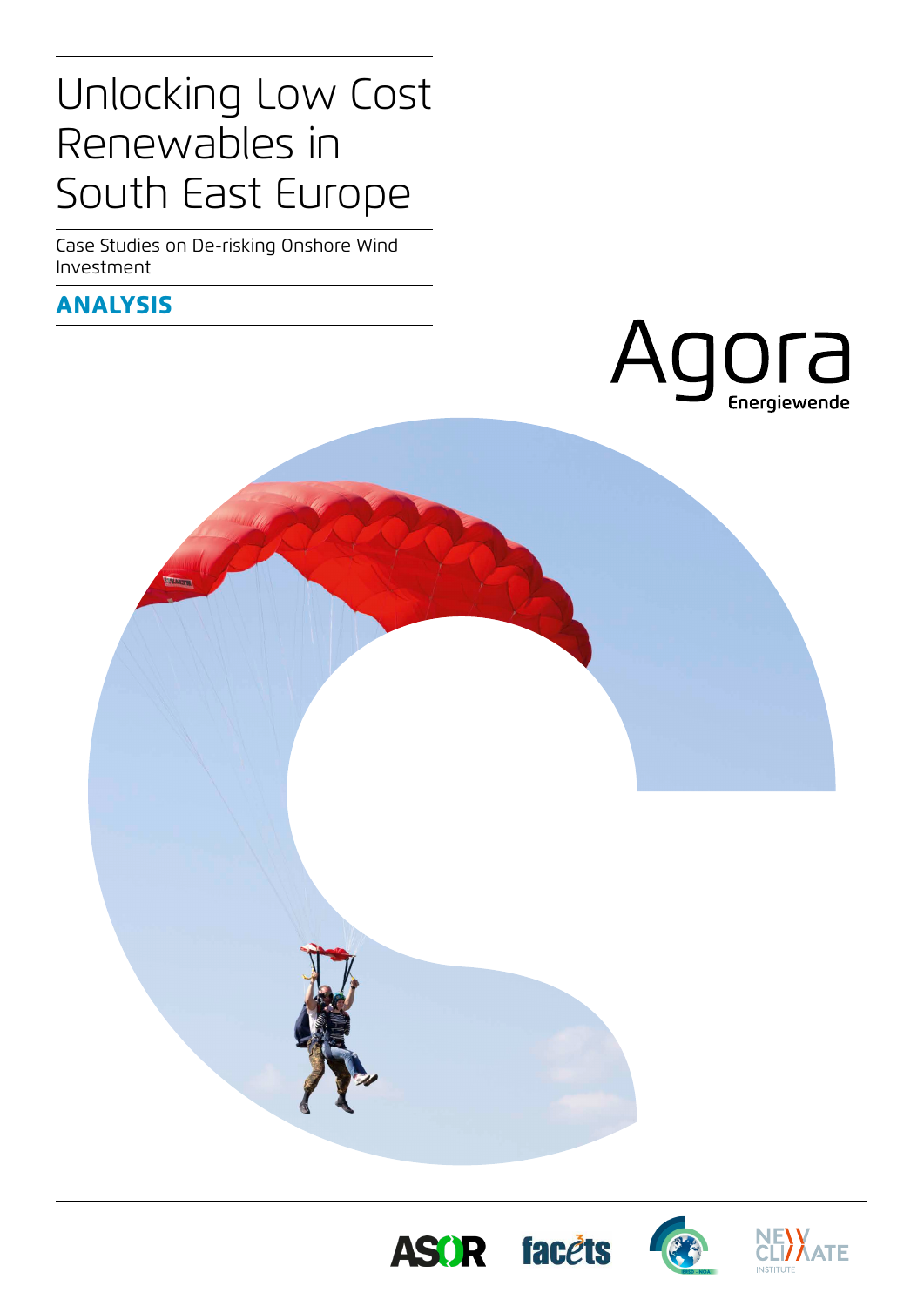# Unlocking Low Cost Renewables in South East Europe

Case Studies on De-risking Onshore Wind Investment

**ANALYSIS**

Agora Energiewende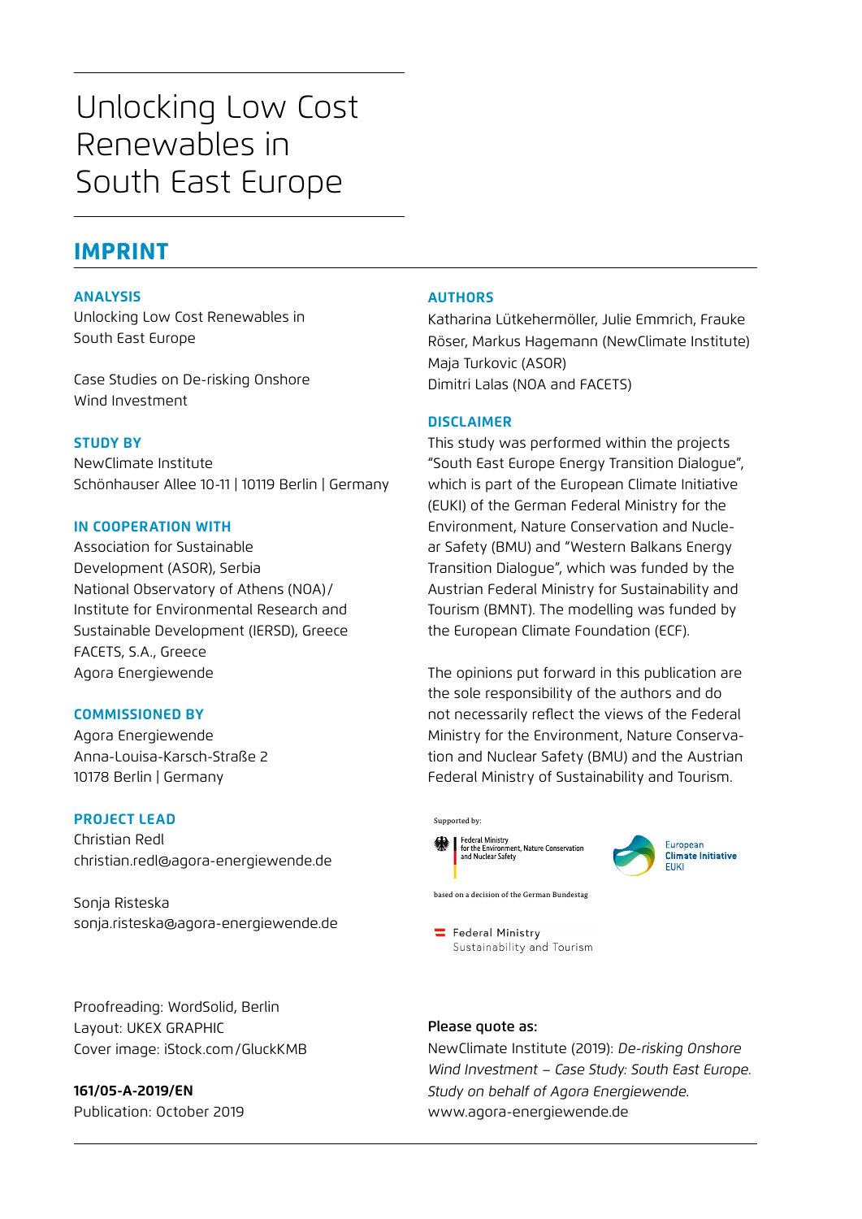# Unlocking Low Cost Renewables in South East Europe

## IMPRINT

**ANALYSIS**
Unlocking Low Cost Renewables in South East Europe

Case Studies on De-risking Onshore Wind Investment

**STUDY BY**
NewClimate Institute
Schönhauser Allee 10-11 | 10119 Berlin | Germany

**IN COOPERATION WITH**
Association for Sustainable Development (ASOR), Serbia
National Observatory of Athens (NOA)/ Institute for Environmental Research and Sustainable Development (IERSD), Greece
FACETS, S.A., Greece
Agora Energiewende

**COMMISSIONED BY**
Agora Energiewende
Anna-Louisa-Karsch-Straße 2
10178 Berlin | Germany

**PROJECT LEAD**
Christian Redl
christian.redl@agora-energiewende.de

Sonja Risteska
sonja.risteska@agora-energiewende.de

Proofreading: WordSolid, Berlin
Layout: UKEX GRAPHIC
Cover image: iStock.com/GluckKMB

**161/05-A-2019/EN**
Publication: October 2019

**AUTHORS**
Katharina Lütkehermöller, Julie Emmrich, Frauke Röser, Markus Hagemann (NewClimate Institute)
Maja Turkovic (ASOR)
Dimitri Lalas (NOA and FACETS)

**DISCLAIMER**
This study was performed within the projects "South East Europe Energy Transition Dialogue", which is part of the European Climate Initiative (EUKI) of the German Federal Ministry for the Environment, Nature Conservation and Nuclear Safety (BMU) and "Western Balkans Energy Transition Dialogue", which was funded by the Austrian Federal Ministry for Sustainability and Tourism (BMNT). The modelling was funded by the European Climate Foundation (ECF).

The opinions put forward in this publication are the sole responsibility of the authors and do not necessarily reflect the views of the Federal Ministry for the Environment, Nature Conservation and Nuclear Safety (BMU) and the Austrian Federal Ministry of Sustainability and Tourism.

Supported by:
Federal Ministry for the Environment, Nature Conservation and Nuclear Safety
European Climate Initiative EUKI

based on a decision of the German Bundestag

Federal Ministry Sustainability and Tourism

**Please quote as:**
NewClimate Institute (2019): *De-risking Onshore Wind Investment – Case Study: South East Europe. Study on behalf of Agora Energiewende.*
www.agora-energiewende.de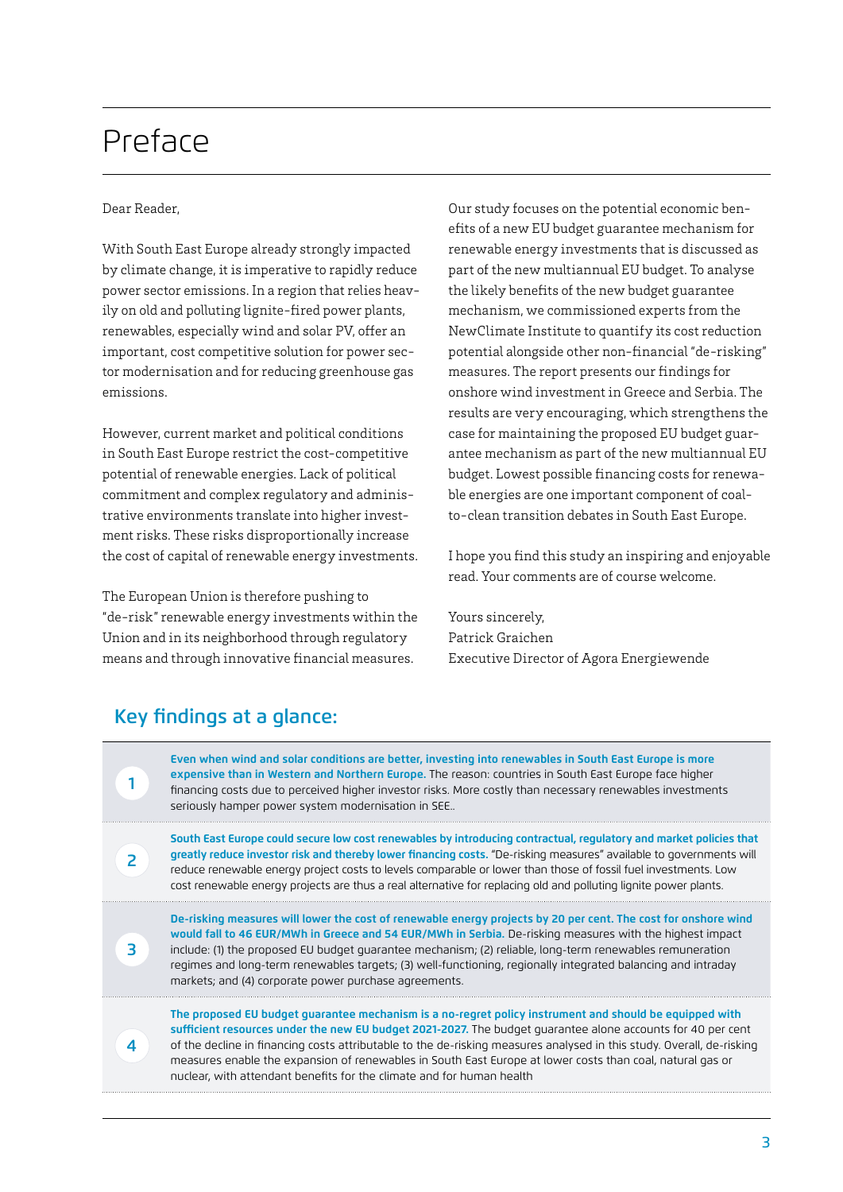# Preface

Dear Reader,

With South East Europe already strongly impacted by climate change, it is imperative to rapidly reduce power sector emissions. In a region that relies heavily on old and polluting lignite-fired power plants, renewables, especially wind and solar PV, offer an important, cost competitive solution for power sector modernisation and for reducing greenhouse gas emissions.

However, current market and political conditions in South East Europe restrict the cost-competitive potential of renewable energies. Lack of political commitment and complex regulatory and administrative environments translate into higher investment risks. These risks disproportionally increase the cost of capital of renewable energy investments.

The European Union is therefore pushing to "de-risk" renewable energy investments within the Union and in its neighborhood through regulatory means and through innovative financial measures.

Our study focuses on the potential economic benefits of a new EU budget guarantee mechanism for renewable energy investments that is discussed as part of the new multiannual EU budget. To analyse the likely benefits of the new budget guarantee mechanism, we commissioned experts from the NewClimate Institute to quantify its cost reduction potential alongside other non-financial "de-risking" measures. The report presents our findings for onshore wind investment in Greece and Serbia. The results are very encouraging, which strengthens the case for maintaining the proposed EU budget guarantee mechanism as part of the new multiannual EU budget. Lowest possible financing costs for renewable energies are one important component of coal-to-clean transition debates in South East Europe.

I hope you find this study an inspiring and enjoyable read. Your comments are of course welcome.

Yours sincerely,
Patrick Graichen
Executive Director of Agora Energiewende

## Key findings at a glance:

1. **Even when wind and solar conditions are better, investing into renewables in South East Europe is more expensive than in Western and Northern Europe.** The reason: countries in South East Europe face higher financing costs due to perceived higher investor risks. More costly than necessary renewables investments seriously hamper power system modernisation in SEE..

2. **South East Europe could secure low cost renewables by introducing contractual, regulatory and market policies that greatly reduce investor risk and thereby lower financing costs.** "De-risking measures" available to governments will reduce renewable energy project costs to levels comparable or lower than those of fossil fuel investments. Low cost renewable energy projects are thus a real alternative for replacing old and polluting lignite power plants.

3. **De-risking measures will lower the cost of renewable energy projects by 20 per cent. The cost for onshore wind would fall to 46 EUR/MWh in Greece and 54 EUR/MWh in Serbia.** De-risking measures with the highest impact include: (1) the proposed EU budget guarantee mechanism; (2) reliable, long-term renewables remuneration regimes and long-term renewables targets; (3) well-functioning, regionally integrated balancing and intraday markets; and (4) corporate power purchase agreements.

4. **The proposed EU budget guarantee mechanism is a no-regret policy instrument and should be equipped with sufficient resources under the new EU budget 2021-2027.** The budget guarantee alone accounts for 40 per cent of the decline in financing costs attributable to the de-risking measures analysed in this study. Overall, de-risking measures enable the expansion of renewables in South East Europe at lower costs than coal, natural gas or nuclear, with attendant benefits for the climate and for human health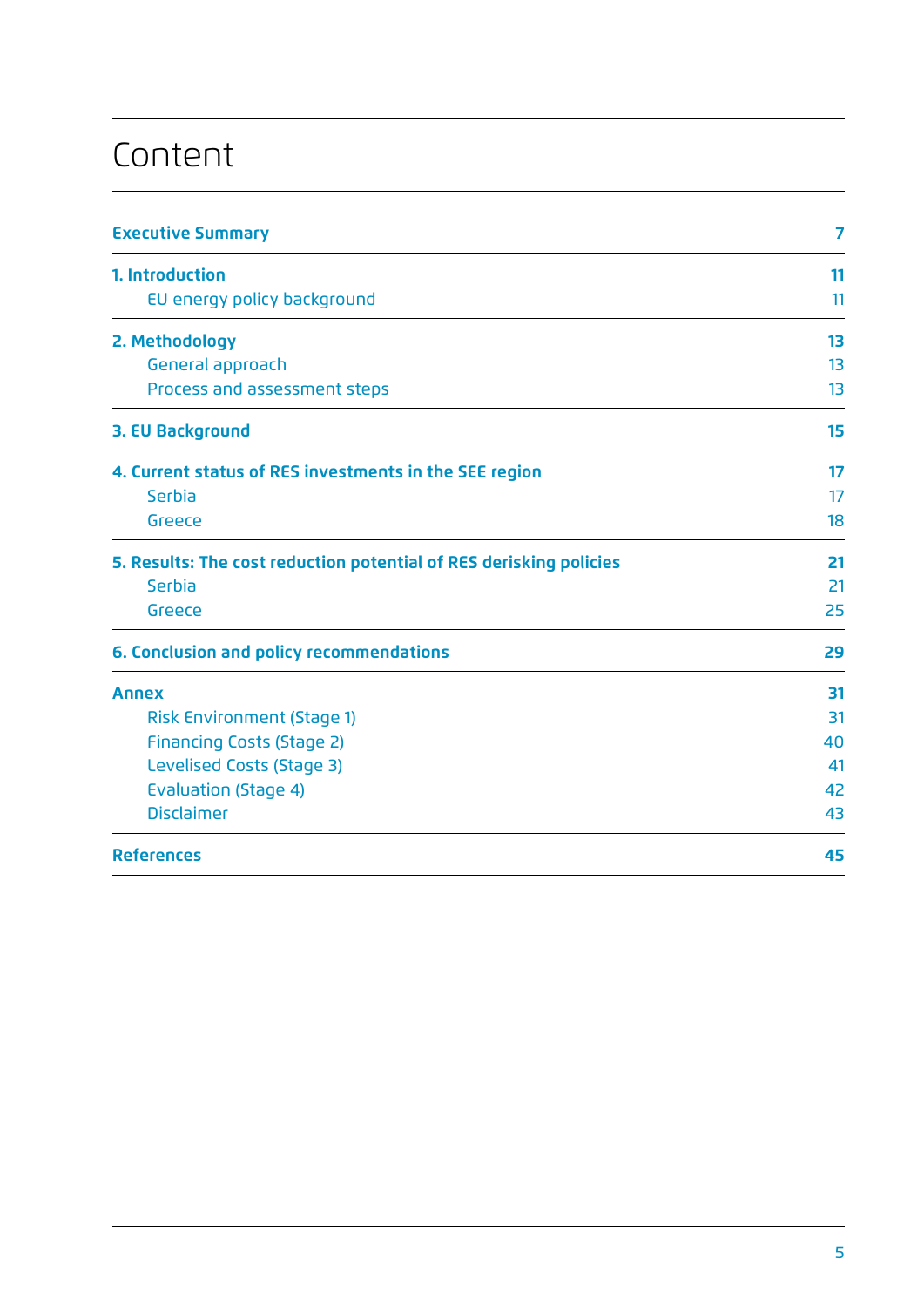# Content

| | |
|---|---|
| **Executive Summary** | **7** |
| **1. Introduction** | **11** |
| EU energy policy background | 11 |
| **2. Methodology** | **13** |
| General approach | 13 |
| Process and assessment steps | 13 |
| **3. EU Background** | **15** |
| **4. Current status of RES investments in the SEE region** | **17** |
| Serbia | 17 |
| Greece | 18 |
| **5. Results: The cost reduction potential of RES derisking policies** | **21** |
| Serbia | 21 |
| Greece | 25 |
| **6. Conclusion and policy recommendations** | **29** |
| **Annex** | **31** |
| Risk Environment (Stage 1) | 31 |
| Financing Costs (Stage 2) | 40 |
| Levelised Costs (Stage 3) | 41 |
| Evaluation (Stage 4) | 42 |
| Disclaimer | 43 |
| **References** | **45** |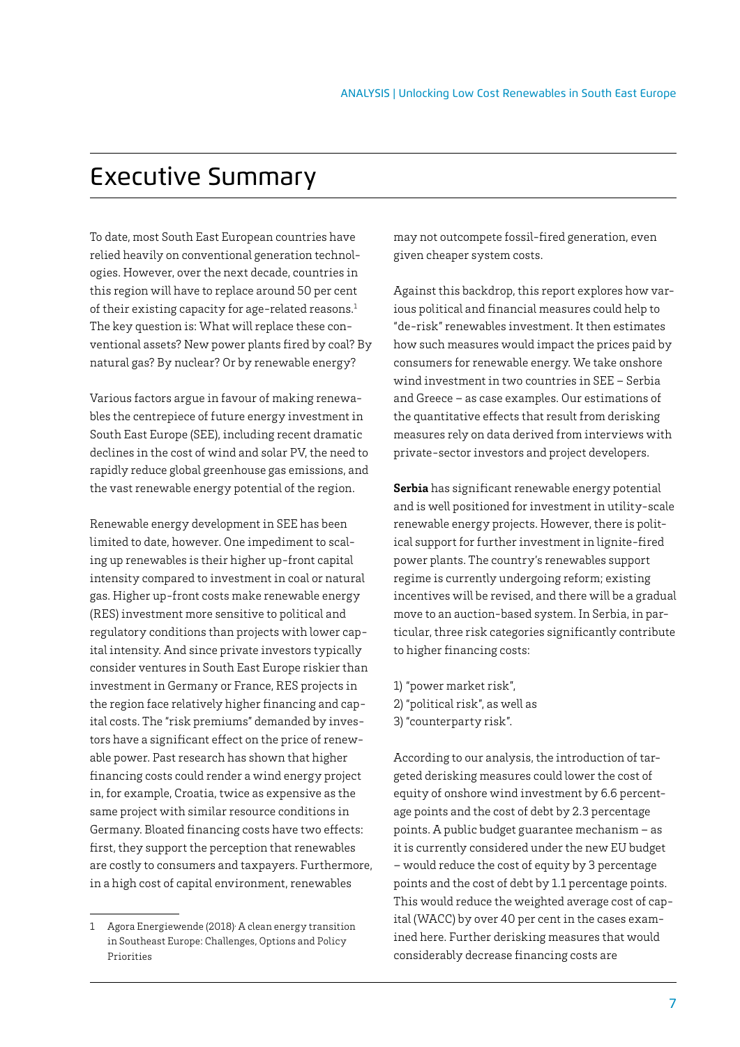# Executive Summary

To date, most South East European countries have relied heavily on conventional generation technologies. However, over the next decade, countries in this region will have to replace around 50 per cent of their existing capacity for age-related reasons.[1] The key question is: What will replace these conventional assets? New power plants fired by coal? By natural gas? By nuclear? Or by renewable energy?

Various factors argue in favour of making renewables the centrepiece of future energy investment in South East Europe (SEE), including recent dramatic declines in the cost of wind and solar PV, the need to rapidly reduce global greenhouse gas emissions, and the vast renewable energy potential of the region.

Renewable energy development in SEE has been limited to date, however. One impediment to scaling up renewables is their higher up-front capital intensity compared to investment in coal or natural gas. Higher up-front costs make renewable energy (RES) investment more sensitive to political and regulatory conditions than projects with lower capital intensity. And since private investors typically consider ventures in South East Europe riskier than investment in Germany or France, RES projects in the region face relatively higher financing and capital costs. The "risk premiums" demanded by investors have a significant effect on the price of renewable power. Past research has shown that higher financing costs could render a wind energy project in, for example, Croatia, twice as expensive as the same project with similar resource conditions in Germany. Bloated financing costs have two effects: first, they support the perception that renewables are costly to consumers and taxpayers. Furthermore, in a high cost of capital environment, renewables may not outcompete fossil-fired generation, even given cheaper system costs.

Against this backdrop, this report explores how various political and financial measures could help to "de-risk" renewables investment. It then estimates how such measures would impact the prices paid by consumers for renewable energy. We take onshore wind investment in two countries in SEE – Serbia and Greece – as case examples. Our estimations of the quantitative effects that result from derisking measures rely on data derived from interviews with private-sector investors and project developers.

**Serbia** has significant renewable energy potential and is well positioned for investment in utility-scale renewable energy projects. However, there is political support for further investment in lignite-fired power plants. The country's renewables support regime is currently undergoing reform; existing incentives will be revised, and there will be a gradual move to an auction-based system. In Serbia, in particular, three risk categories significantly contribute to higher financing costs:

1) "power market risk",
2) "political risk", as well as
3) "counterparty risk".

According to our analysis, the introduction of targeted derisking measures could lower the cost of equity of onshore wind investment by 6.6 percentage points and the cost of debt by 2.3 percentage points. A public budget guarantee mechanism – as it is currently considered under the new EU budget – would reduce the cost of equity by 3 percentage points and the cost of debt by 1.1 percentage points. This would reduce the weighted average cost of capital (WACC) by over 40 per cent in the cases examined here. Further derisking measures that would considerably decrease financing costs are

---

1 Agora Energiewende (2018): A clean energy transition in Southeast Europe: Challenges, Options and Policy Priorities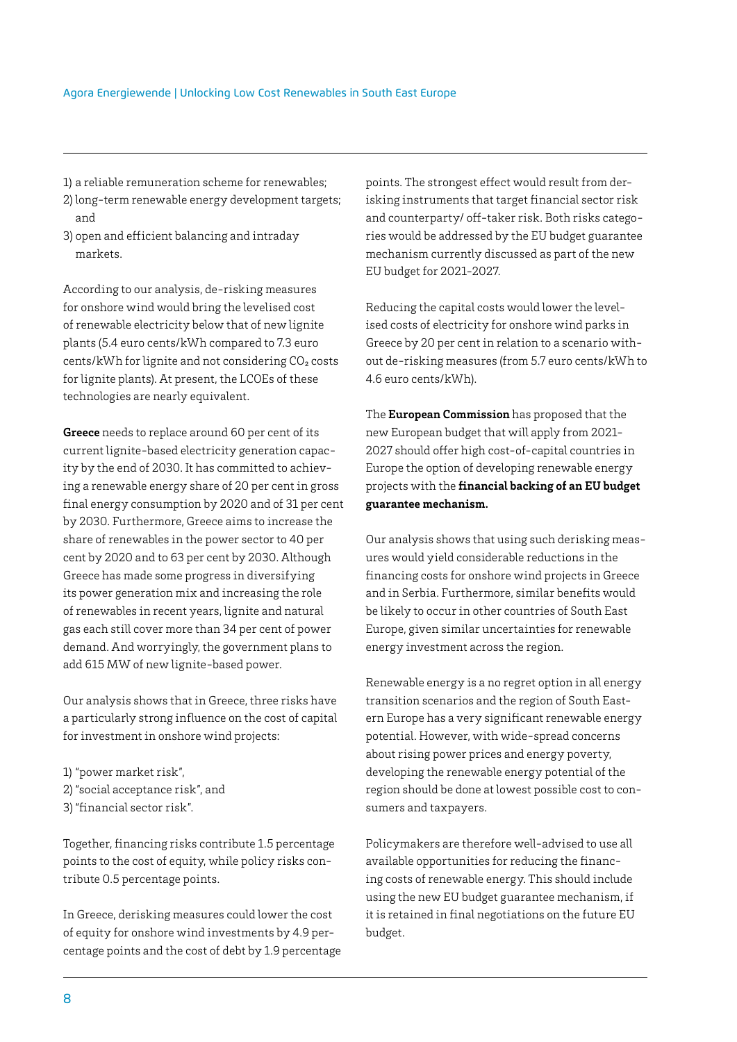1) a reliable remuneration scheme for renewables;
2) long-term renewable energy development targets; and
3) open and efficient balancing and intraday markets.

According to our analysis, de-risking measures for onshore wind would bring the levelised cost of renewable electricity below that of new lignite plants (5.4 euro cents/kWh compared to 7.3 euro cents/kWh for lignite and not considering $CO_2$ costs for lignite plants). At present, the LCOEs of these technologies are nearly equivalent.

**Greece** needs to replace around 60 per cent of its current lignite-based electricity generation capacity by the end of 2030. It has committed to achieving a renewable energy share of 20 per cent in gross final energy consumption by 2020 and of 31 per cent by 2030. Furthermore, Greece aims to increase the share of renewables in the power sector to 40 per cent by 2020 and to 63 per cent by 2030. Although Greece has made some progress in diversifying its power generation mix and increasing the role of renewables in recent years, lignite and natural gas each still cover more than 34 per cent of power demand. And worryingly, the government plans to add 615 MW of new lignite-based power.

Our analysis shows that in Greece, three risks have a particularly strong influence on the cost of capital for investment in onshore wind projects:

1) "power market risk",
2) "social acceptance risk", and
3) "financial sector risk".

Together, financing risks contribute 1.5 percentage points to the cost of equity, while policy risks contribute 0.5 percentage points.

In Greece, derisking measures could lower the cost of equity for onshore wind investments by 4.9 percentage points and the cost of debt by 1.9 percentage points. The strongest effect would result from derisking instruments that target financial sector risk and counterparty/ off-taker risk. Both risks categories would be addressed by the EU budget guarantee mechanism currently discussed as part of the new EU budget for 2021-2027.

Reducing the capital costs would lower the levelised costs of electricity for onshore wind parks in Greece by 20 per cent in relation to a scenario without de-risking measures (from 5.7 euro cents/kWh to 4.6 euro cents/kWh).

The **European Commission** has proposed that the new European budget that will apply from 2021-2027 should offer high cost-of-capital countries in Europe the option of developing renewable energy projects with the **financial backing of an EU budget guarantee mechanism.**

Our analysis shows that using such derisking measures would yield considerable reductions in the financing costs for onshore wind projects in Greece and in Serbia. Furthermore, similar benefits would be likely to occur in other countries of South East Europe, given similar uncertainties for renewable energy investment across the region.

Renewable energy is a no regret option in all energy transition scenarios and the region of South Eastern Europe has a very significant renewable energy potential. However, with wide-spread concerns about rising power prices and energy poverty, developing the renewable energy potential of the region should be done at lowest possible cost to consumers and taxpayers.

Policymakers are therefore well-advised to use all available opportunities for reducing the financing costs of renewable energy. This should include using the new EU budget guarantee mechanism, if it is retained in final negotiations on the future EU budget.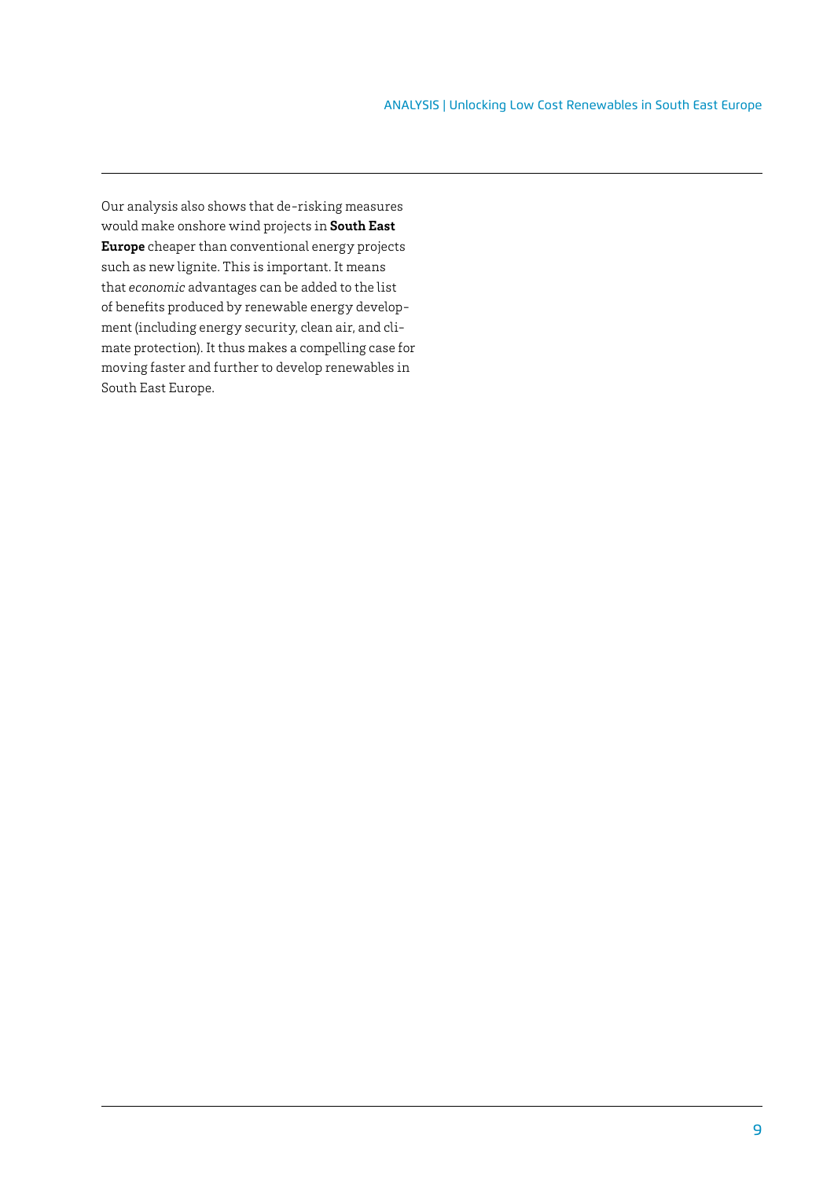Our analysis also shows that de-risking measures would make onshore wind projects in **South East Europe** cheaper than conventional energy projects such as new lignite. This is important. It means that *economic* advantages can be added to the list of benefits produced by renewable energy development (including energy security, clean air, and climate protection). It thus makes a compelling case for moving faster and further to develop renewables in South East Europe.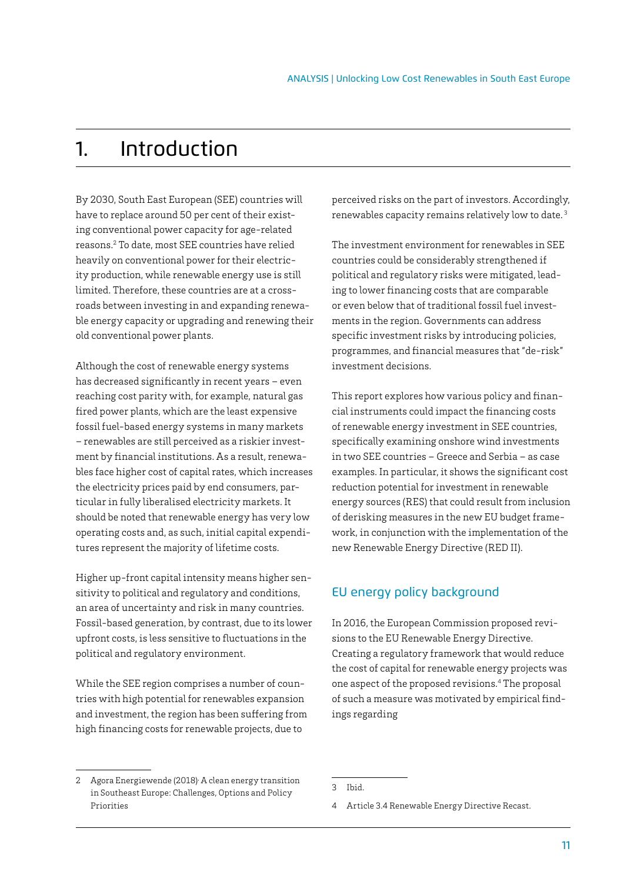# 1. Introduction

By 2030, South East European (SEE) countries will have to replace around 50 per cent of their existing conventional power capacity for age-related reasons.[2] To date, most SEE countries have relied heavily on conventional power for their electricity production, while renewable energy use is still limited. Therefore, these countries are at a crossroads between investing in and expanding renewable energy capacity or upgrading and renewing their old conventional power plants.

Although the cost of renewable energy systems has decreased significantly in recent years – even reaching cost parity with, for example, natural gas fired power plants, which are the least expensive fossil fuel-based energy systems in many markets – renewables are still perceived as a riskier investment by financial institutions. As a result, renewables face higher cost of capital rates, which increases the electricity prices paid by end consumers, particular in fully liberalised electricity markets. It should be noted that renewable energy has very low operating costs and, as such, initial capital expenditures represent the majority of lifetime costs.

Higher up-front capital intensity means higher sensitivity to political and regulatory and conditions, an area of uncertainty and risk in many countries. Fossil-based generation, by contrast, due to its lower upfront costs, is less sensitive to fluctuations in the political and regulatory environment.

While the SEE region comprises a number of countries with high potential for renewables expansion and investment, the region has been suffering from high financing costs for renewable projects, due to perceived risks on the part of investors. Accordingly, renewables capacity remains relatively low to date.[3]

The investment environment for renewables in SEE countries could be considerably strengthened if political and regulatory risks were mitigated, leading to lower financing costs that are comparable or even below that of traditional fossil fuel investments in the region. Governments can address specific investment risks by introducing policies, programmes, and financial measures that "de-risk" investment decisions.

This report explores how various policy and financial instruments could impact the financing costs of renewable energy investment in SEE countries, specifically examining onshore wind investments in two SEE countries – Greece and Serbia – as case examples. In particular, it shows the significant cost reduction potential for investment in renewable energy sources (RES) that could result from inclusion of derisking measures in the new EU budget framework, in conjunction with the implementation of the new Renewable Energy Directive (RED II).

## EU energy policy background

In 2016, the European Commission proposed revisions to the EU Renewable Energy Directive. Creating a regulatory framework that would reduce the cost of capital for renewable energy projects was one aspect of the proposed revisions.[4] The proposal of such a measure was motivated by empirical findings regarding

---

2 Agora Energiewende (2018): A clean energy transition in Southeast Europe: Challenges, Options and Policy Priorities

3 Ibid.

4 Article 3.4 Renewable Energy Directive Recast.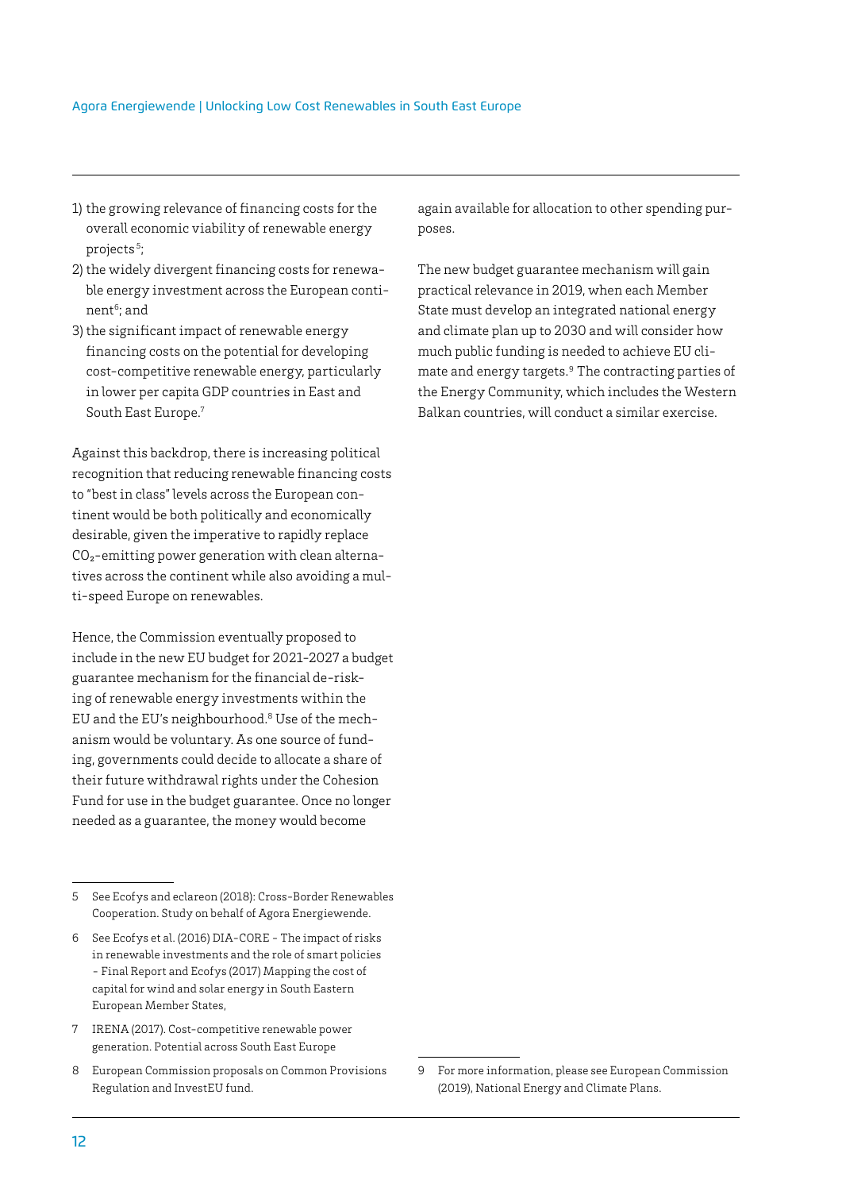1) the growing relevance of financing costs for the overall economic viability of renewable energy projects[5];
2) the widely divergent financing costs for renewable energy investment across the European continent[6]; and
3) the significant impact of renewable energy financing costs on the potential for developing cost-competitive renewable energy, particularly in lower per capita GDP countries in East and South East Europe.[7]

Against this backdrop, there is increasing political recognition that reducing renewable financing costs to "best in class" levels across the European continent would be both politically and economically desirable, given the imperative to rapidly replace $CO_2$-emitting power generation with clean alternatives across the continent while also avoiding a multi-speed Europe on renewables.

Hence, the Commission eventually proposed to include in the new EU budget for 2021-2027 a budget guarantee mechanism for the financial de-risking of renewable energy investments within the EU and the EU's neighbourhood.[8] Use of the mechanism would be voluntary. As one source of funding, governments could decide to allocate a share of their future withdrawal rights under the Cohesion Fund for use in the budget guarantee. Once no longer needed as a guarantee, the money would become again available for allocation to other spending purposes.

The new budget guarantee mechanism will gain practical relevance in 2019, when each Member State must develop an integrated national energy and climate plan up to 2030 and will consider how much public funding is needed to achieve EU climate and energy targets.[9] The contracting parties of the Energy Community, which includes the Western Balkan countries, will conduct a similar exercise.

---

5 See Ecofys and eclareon (2018): Cross-Border Renewables Cooperation. Study on behalf of Agora Energiewende.

6 See Ecofys et al. (2016) DIA-CORE - The impact of risks in renewable investments and the role of smart policies - Final Report and Ecofys (2017) Mapping the cost of capital for wind and solar energy in South Eastern European Member States,

7 IRENA (2017). Cost-competitive renewable power generation. Potential across South East Europe

8 European Commission proposals on Common Provisions Regulation and InvestEU fund.

9 For more information, please see European Commission (2019), National Energy and Climate Plans.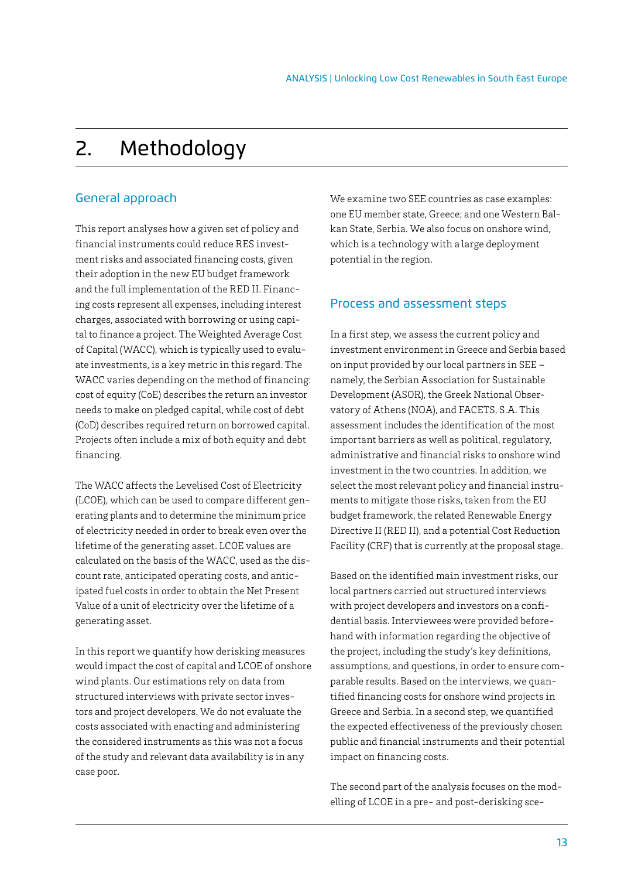# 2. Methodology

## General approach

This report analyses how a given set of policy and financial instruments could reduce RES investment risks and associated financing costs, given their adoption in the new EU budget framework and the full implementation of the RED II. Financing costs represent all expenses, including interest charges, associated with borrowing or using capital to finance a project. The Weighted Average Cost of Capital (WACC), which is typically used to evaluate investments, is a key metric in this regard. The WACC varies depending on the method of financing: cost of equity (CoE) describes the return an investor needs to make on pledged capital, while cost of debt (CoD) describes required return on borrowed capital. Projects often include a mix of both equity and debt financing.

The WACC affects the Levelised Cost of Electricity (LCOE), which can be used to compare different generating plants and to determine the minimum price of electricity needed in order to break even over the lifetime of the generating asset. LCOE values are calculated on the basis of the WACC, used as the discount rate, anticipated operating costs, and anticipated fuel costs in order to obtain the Net Present Value of a unit of electricity over the lifetime of a generating asset.

In this report we quantify how derisking measures would impact the cost of capital and LCOE of onshore wind plants. Our estimations rely on data from structured interviews with private sector investors and project developers. We do not evaluate the costs associated with enacting and administering the considered instruments as this was not a focus of the study and relevant data availability is in any case poor.

We examine two SEE countries as case examples: one EU member state, Greece; and one Western Balkan State, Serbia. We also focus on onshore wind, which is a technology with a large deployment potential in the region.

## Process and assessment steps

In a first step, we assess the current policy and investment environment in Greece and Serbia based on input provided by our local partners in SEE – namely, the Serbian Association for Sustainable Development (ASOR), the Greek National Observatory of Athens (NOA), and FACETS, S.A. This assessment includes the identification of the most important barriers as well as political, regulatory, administrative and financial risks to onshore wind investment in the two countries. In addition, we select the most relevant policy and financial instruments to mitigate those risks, taken from the EU budget framework, the related Renewable Energy Directive II (RED II), and a potential Cost Reduction Facility (CRF) that is currently at the proposal stage.

Based on the identified main investment risks, our local partners carried out structured interviews with project developers and investors on a confidential basis. Interviewees were provided beforehand with information regarding the objective of the project, including the study's key definitions, assumptions, and questions, in order to ensure comparable results. Based on the interviews, we quantified financing costs for onshore wind projects in Greece and Serbia. In a second step, we quantified the expected effectiveness of the previously chosen public and financial instruments and their potential impact on financing costs.

The second part of the analysis focuses on the modelling of LCOE in a pre- and post-derisking sce-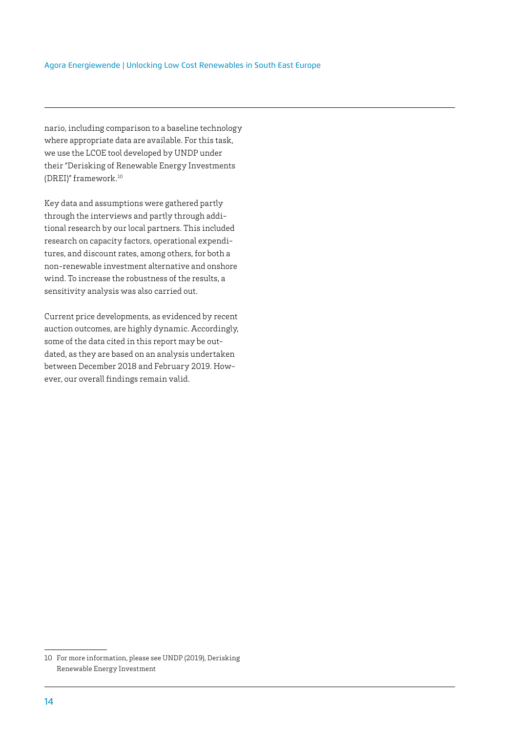nario, including comparison to a baseline technology where appropriate data are available. For this task, we use the LCOE tool developed by UNDP under their "Derisking of Renewable Energy Investments (DREI)" framework.[10]

Key data and assumptions were gathered partly through the interviews and partly through additional research by our local partners. This included research on capacity factors, operational expenditures, and discount rates, among others, for both a non-renewable investment alternative and onshore wind. To increase the robustness of the results, a sensitivity analysis was also carried out.

Current price developments, as evidenced by recent auction outcomes, are highly dynamic. Accordingly, some of the data cited in this report may be outdated, as they are based on an analysis undertaken between December 2018 and February 2019. However, our overall findings remain valid.

---

10 For more information, please see UNDP (2019), Derisking Renewable Energy Investment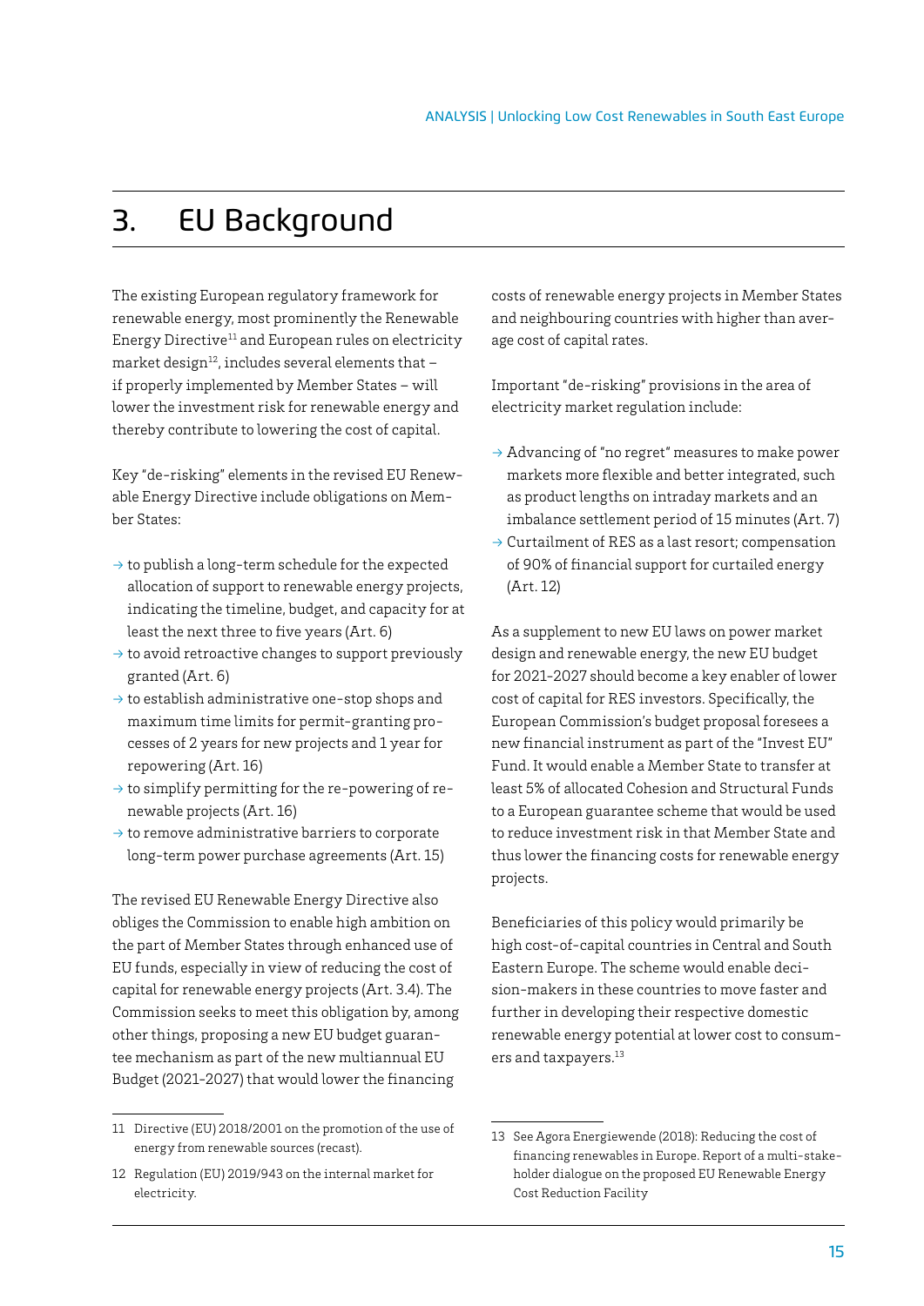# 3. EU Background

The existing European regulatory framework for renewable energy, most prominently the Renewable Energy Directive[11] and European rules on electricity market design[12], includes several elements that – if properly implemented by Member States – will lower the investment risk for renewable energy and thereby contribute to lowering the cost of capital.

Key "de-risking" elements in the revised EU Renewable Energy Directive include obligations on Member States:

- → to publish a long-term schedule for the expected allocation of support to renewable energy projects, indicating the timeline, budget, and capacity for at least the next three to five years (Art. 6)
- → to avoid retroactive changes to support previously granted (Art. 6)
- → to establish administrative one-stop shops and maximum time limits for permit-granting processes of 2 years for new projects and 1 year for repowering (Art. 16)
- → to simplify permitting for the re-powering of renewable projects (Art. 16)
- → to remove administrative barriers to corporate long-term power purchase agreements (Art. 15)

The revised EU Renewable Energy Directive also obliges the Commission to enable high ambition on the part of Member States through enhanced use of EU funds, especially in view of reducing the cost of capital for renewable energy projects (Art. 3.4). The Commission seeks to meet this obligation by, among other things, proposing a new EU budget guarantee mechanism as part of the new multiannual EU Budget (2021-2027) that would lower the financing costs of renewable energy projects in Member States and neighbouring countries with higher than average cost of capital rates.

Important "de-risking" provisions in the area of electricity market regulation include:

- → Advancing of "no regret" measures to make power markets more flexible and better integrated, such as product lengths on intraday markets and an imbalance settlement period of 15 minutes (Art. 7)
- → Curtailment of RES as a last resort; compensation of 90% of financial support for curtailed energy (Art. 12)

As a supplement to new EU laws on power market design and renewable energy, the new EU budget for 2021-2027 should become a key enabler of lower cost of capital for RES investors. Specifically, the European Commission's budget proposal foresees a new financial instrument as part of the "Invest EU" Fund. It would enable a Member State to transfer at least 5% of allocated Cohesion and Structural Funds to a European guarantee scheme that would be used to reduce investment risk in that Member State and thus lower the financing costs for renewable energy projects.

Beneficiaries of this policy would primarily be high cost-of-capital countries in Central and South Eastern Europe. The scheme would enable decision-makers in these countries to move faster and further in developing their respective domestic renewable energy potential at lower cost to consumers and taxpayers.[13]

---

11 Directive (EU) 2018/2001 on the promotion of the use of energy from renewable sources (recast).

12 Regulation (EU) 2019/943 on the internal market for electricity.

13 See Agora Energiewende (2018): Reducing the cost of financing renewables in Europe. Report of a multi-stakeholder dialogue on the proposed EU Renewable Energy Cost Reduction Facility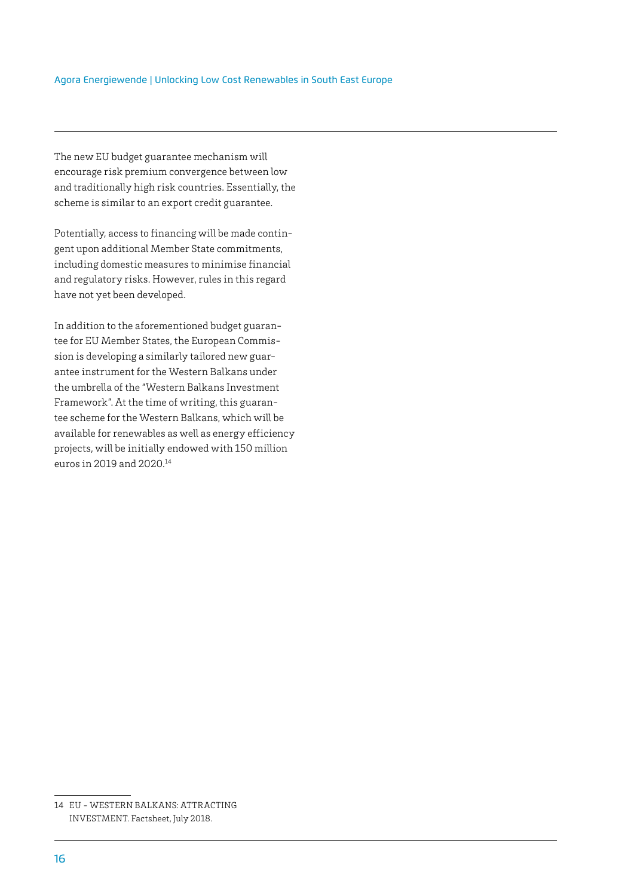The new EU budget guarantee mechanism will encourage risk premium convergence between low and traditionally high risk countries. Essentially, the scheme is similar to an export credit guarantee.

Potentially, access to financing will be made contingent upon additional Member State commitments, including domestic measures to minimise financial and regulatory risks. However, rules in this regard have not yet been developed.

In addition to the aforementioned budget guarantee for EU Member States, the European Commission is developing a similarly tailored new guarantee instrument for the Western Balkans under the umbrella of the "Western Balkans Investment Framework". At the time of writing, this guarantee scheme for the Western Balkans, which will be available for renewables as well as energy efficiency projects, will be initially endowed with 150 million euros in 2019 and 2020.[14]

---

14 EU - WESTERN BALKANS: ATTRACTING INVESTMENT. Factsheet, July 2018.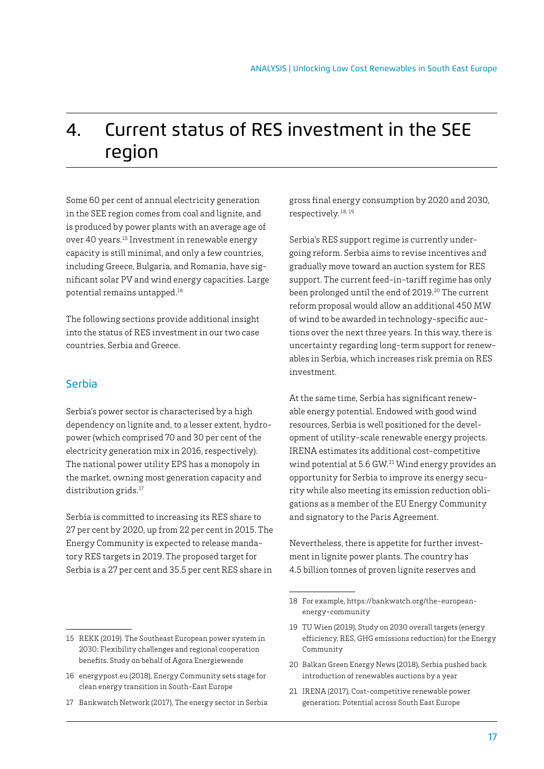# 4. Current status of RES investment in the SEE region

Some 60 per cent of annual electricity generation in the SEE region comes from coal and lignite, and is produced by power plants with an average age of over 40 years.[15] Investment in renewable energy capacity is still minimal, and only a few countries, including Greece, Bulgaria, and Romania, have significant solar PV and wind energy capacities. Large potential remains untapped.[16]

The following sections provide additional insight into the status of RES investment in our two case countries, Serbia and Greece.

## Serbia

Serbia's power sector is characterised by a high dependency on lignite and, to a lesser extent, hydropower (which comprised 70 and 30 per cent of the electricity generation mix in 2016, respectively). The national power utility EPS has a monopoly in the market, owning most generation capacity and distribution grids.[17]

Serbia is committed to increasing its RES share to 27 per cent by 2020, up from 22 per cent in 2015. The Energy Community is expected to release mandatory RES targets in 2019. The proposed target for Serbia is a 27 per cent and 35.5 per cent RES share in gross final energy consumption by 2020 and 2030, respectively.[18, 19]

Serbia's RES support regime is currently undergoing reform. Serbia aims to revise incentives and gradually move toward an auction system for RES support. The current feed-in-tariff regime has only been prolonged until the end of 2019.[20] The current reform proposal would allow an additional 450 MW of wind to be awarded in technology-specific auctions over the next three years. In this way, there is uncertainty regarding long-term support for renewables in Serbia, which increases risk premia on RES investment.

At the same time, Serbia has significant renewable energy potential. Endowed with good wind resources, Serbia is well positioned for the development of utility-scale renewable energy projects. IRENA estimates its additional cost-competitive wind potential at 5.6 GW.[21] Wind energy provides an opportunity for Serbia to improve its energy security while also meeting its emission reduction obligations as a member of the EU Energy Community and signatory to the Paris Agreement.

Nevertheless, there is appetite for further investment in lignite power plants. The country has 4.5 billion tonnes of proven lignite reserves and

---

15 REKK (2019). The Southeast European power system in 2030: Flexibility challenges and regional cooperation benefits. Study on behalf of Agora Energiewende

16 energypost.eu (2018), Energy Community sets stage for clean energy transition in South-East Europe

17 Bankwatch Network (2017), The energy sector in Serbia

18 For example, https://bankwatch.org/the-european-energy-community

19 TU Wien (2019), Study on 2030 overall targets (energy efficiency, RES, GHG emissions reduction) for the Energy Community

20 Balkan Green Energy News (2018), Serbia pushed back introduction of renewables auctions by a year

21 IRENA (2017), Cost-competitive renewable power generation: Potential across South East Europe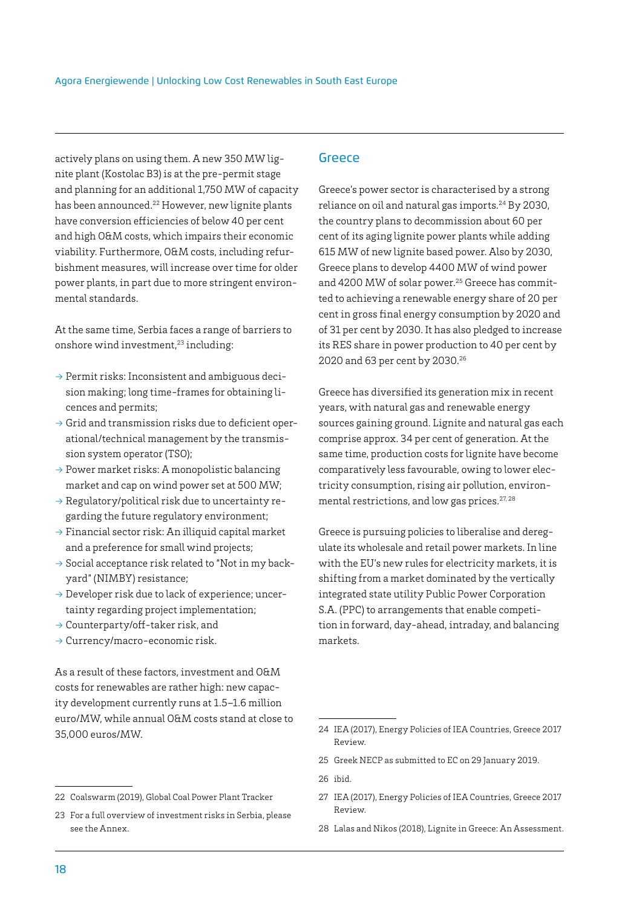actively plans on using them. A new 350 MW lignite plant (Kostolac B3) is at the pre-permit stage and planning for an additional 1,750 MW of capacity has been announced.[22] However, new lignite plants have conversion efficiencies of below 40 per cent and high O&M costs, which impairs their economic viability. Furthermore, O&M costs, including refurbishment measures, will increase over time for older power plants, in part due to more stringent environmental standards.

At the same time, Serbia faces a range of barriers to onshore wind investment,[23] including:

- Permit risks: Inconsistent and ambiguous decision making; long time-frames for obtaining licences and permits;
- Grid and transmission risks due to deficient operational/technical management by the transmission system operator (TSO);
- Power market risks: A monopolistic balancing market and cap on wind power set at 500 MW;
- Regulatory/political risk due to uncertainty regarding the future regulatory environment;
- Financial sector risk: An illiquid capital market and a preference for small wind projects;
- Social acceptance risk related to "Not in my backyard" (NIMBY) resistance;
- Developer risk due to lack of experience; uncertainty regarding project implementation;
- Counterparty/off-taker risk, and
- Currency/macro-economic risk.

As a result of these factors, investment and O&M costs for renewables are rather high: new capacity development currently runs at 1.5–1.6 million euro/MW, while annual O&M costs stand at close to 35,000 euros/MW.

## Greece

Greece's power sector is characterised by a strong reliance on oil and natural gas imports.[24] By 2030, the country plans to decommission about 60 per cent of its aging lignite power plants while adding 615 MW of new lignite based power. Also by 2030, Greece plans to develop 4400 MW of wind power and 4200 MW of solar power.[25] Greece has committed to achieving a renewable energy share of 20 per cent in gross final energy consumption by 2020 and of 31 per cent by 2030. It has also pledged to increase its RES share in power production to 40 per cent by 2020 and 63 per cent by 2030.[26]

Greece has diversified its generation mix in recent years, with natural gas and renewable energy sources gaining ground. Lignite and natural gas each comprise approx. 34 per cent of generation. At the same time, production costs for lignite have become comparatively less favourable, owing to lower electricity consumption, rising air pollution, environmental restrictions, and low gas prices.[27, 28]

Greece is pursuing policies to liberalise and deregulate its wholesale and retail power markets. In line with the EU's new rules for electricity markets, it is shifting from a market dominated by the vertically integrated state utility Public Power Corporation S.A. (PPC) to arrangements that enable competition in forward, day-ahead, intraday, and balancing markets.

---

22 Coalswarm (2019), Global Coal Power Plant Tracker

23 For a full overview of investment risks in Serbia, please see the Annex.

24 IEA (2017), Energy Policies of IEA Countries, Greece 2017 Review.

25 Greek NECP as submitted to EC on 29 January 2019.

26 ibid.

27 IEA (2017), Energy Policies of IEA Countries, Greece 2017 Review.

28 Lalas and Nikos (2018), Lignite in Greece: An Assessment.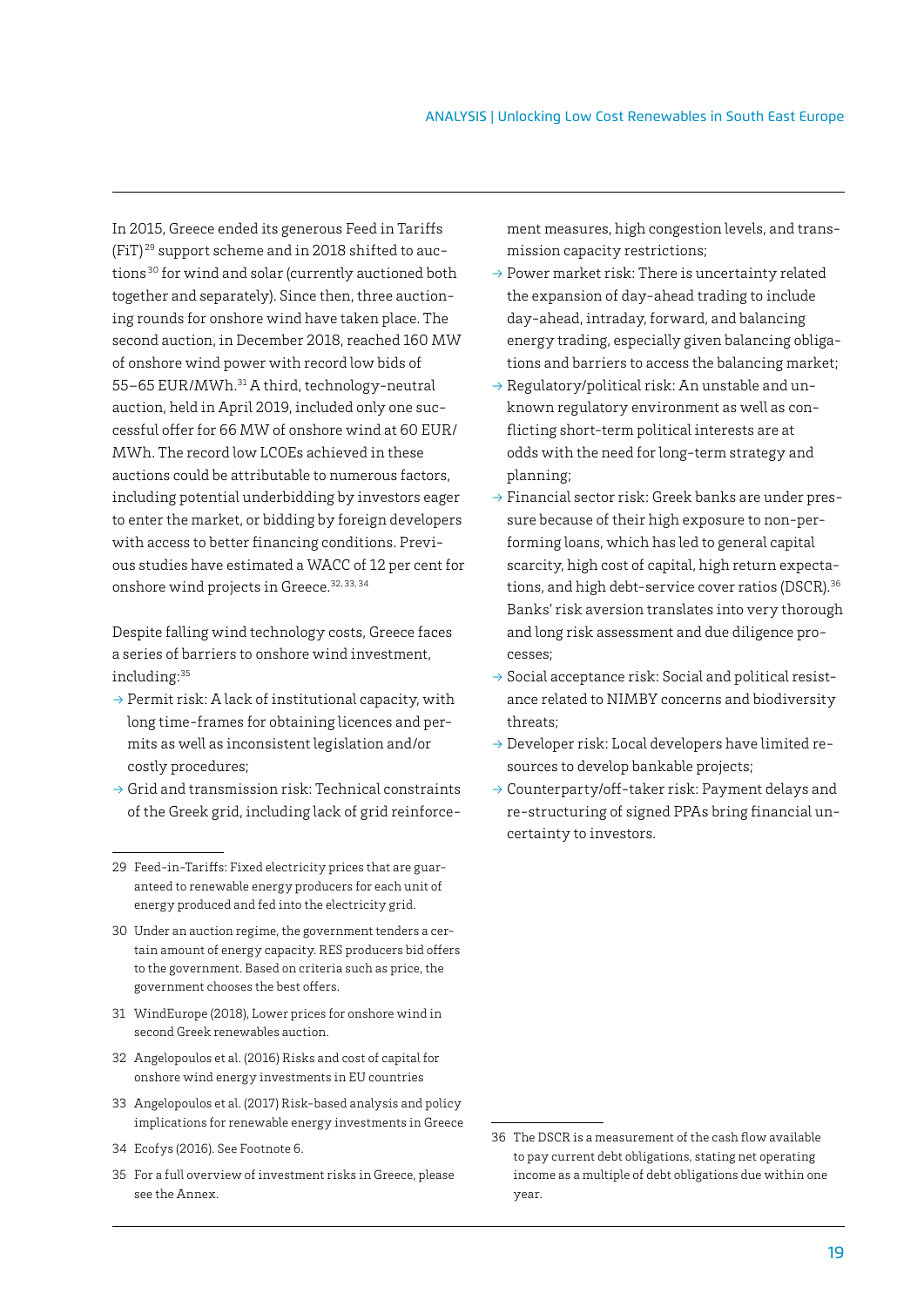In 2015, Greece ended its generous Feed in Tariffs (FiT)[29] support scheme and in 2018 shifted to auctions[30] for wind and solar (currently auctioned both together and separately). Since then, three auctioning rounds for onshore wind have taken place. The second auction, in December 2018, reached 160 MW of onshore wind power with record low bids of 55–65 EUR/MWh.[31] A third, technology-neutral auction, held in April 2019, included only one successful offer for 66 MW of onshore wind at 60 EUR/MWh. The record low LCOEs achieved in these auctions could be attributable to numerous factors, including potential underbidding by investors eager to enter the market, or bidding by foreign developers with access to better financing conditions. Previous studies have estimated a WACC of 12 per cent for onshore wind projects in Greece.[32, 33, 34]

Despite falling wind technology costs, Greece faces a series of barriers to onshore wind investment, including:[35]

- → Permit risk: A lack of institutional capacity, with long time-frames for obtaining licences and permits as well as inconsistent legislation and/or costly procedures;
- → Grid and transmission risk: Technical constraints of the Greek grid, including lack of grid reinforcement measures, high congestion levels, and transmission capacity restrictions;
- → Power market risk: There is uncertainty related the expansion of day-ahead trading to include day-ahead, intraday, forward, and balancing energy trading, especially given balancing obligations and barriers to access the balancing market;
- → Regulatory/political risk: An unstable and unknown regulatory environment as well as conflicting short-term political interests are at odds with the need for long-term strategy and planning;
- → Financial sector risk: Greek banks are under pressure because of their high exposure to non-performing loans, which has led to general capital scarcity, high cost of capital, high return expectations, and high debt-service cover ratios (DSCR).[36] Banks' risk aversion translates into very thorough and long risk assessment and due diligence processes;
- → Social acceptance risk: Social and political resistance related to NIMBY concerns and biodiversity threats;
- → Developer risk: Local developers have limited resources to develop bankable projects;
- → Counterparty/off-taker risk: Payment delays and re-structuring of signed PPAs bring financial uncertainty to investors.

---

29 Feed-in-Tariffs: Fixed electricity prices that are guaranteed to renewable energy producers for each unit of energy produced and fed into the electricity grid.

30 Under an auction regime, the government tenders a certain amount of energy capacity. RES producers bid offers to the government. Based on criteria such as price, the government chooses the best offers.

31 WindEurope (2018), Lower prices for onshore wind in second Greek renewables auction.

32 Angelopoulos et al. (2016) Risks and cost of capital for onshore wind energy investments in EU countries

33 Angelopoulos et al. (2017) Risk-based analysis and policy implications for renewable energy investments in Greece

34 Ecofys (2016). See Footnote 6.

35 For a full overview of investment risks in Greece, please see the Annex.

36 The DSCR is a measurement of the cash flow available to pay current debt obligations, stating net operating income as a multiple of debt obligations due within one year.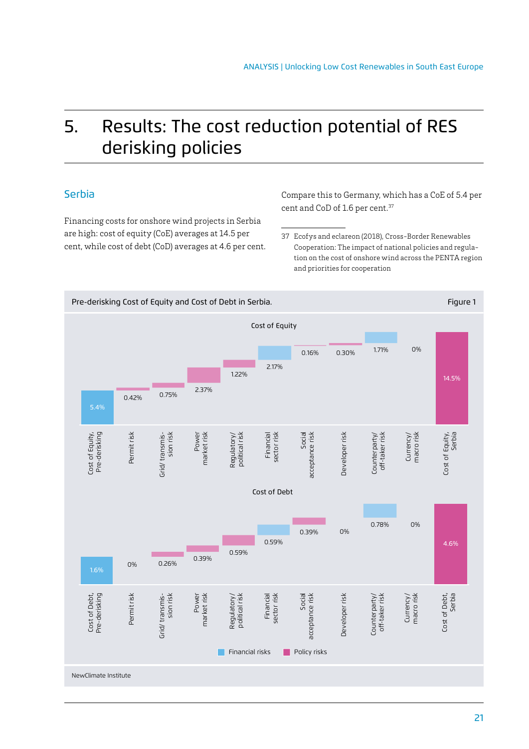# 5. Results: The cost reduction potential of RES derisking policies

## Serbia

Financing costs for onshore wind projects in Serbia are high: cost of equity (CoE) averages at 14.5 per cent, while cost of debt (CoD) averages at 4.6 per cent.

Compare this to Germany, which has a CoE of 5.4 per cent and CoD of 1.6 per cent.[37]

37 Ecofys and eclareon (2018), Cross-Border Renewables Cooperation: The impact of national policies and regulation on the cost of onshore wind across the PENTA region and priorities for cooperation

Pre-derisking Cost of Equity and Cost of Debt in Serbia. Figure 1

**Cost of Equity**

| Cost of Equity, Pre-derisking | Permit risk | Grid/ transmission risk | Power market risk | Regulatory/ political risk | Financial sector risk | Social acceptance risk | Developer risk | Counterparty/ off-taker risk | Currency/ macro risk | Cost of Equity, Serbia |
|---|---|---|---|---|---|---|---|---|---|---|
| 5.4% | 0.42% | 0.75% | 2.37% | 1.22% | 2.17% | 0.16% | 0.30% | 1.71% | 0% | 14.5% |

**Cost of Debt**

| Cost of Debt, Pre-derisking | Permit risk | Grid/ transmission risk | Power market risk | Regulatory/ political risk | Financial sector risk | Social acceptance risk | Developer risk | Counterparty/ off-taker risk | Currency/ macro risk | Cost of Debt, Serbia |
|---|---|---|---|---|---|---|---|---|---|---|
| 1.6% | 0% | 0.26% | 0.39% | 0.59% | 0.59% | 0.39% | 0% | 0.78% | 0% | 4.6% |

Financial risks / Policy risks

NewClimate Institute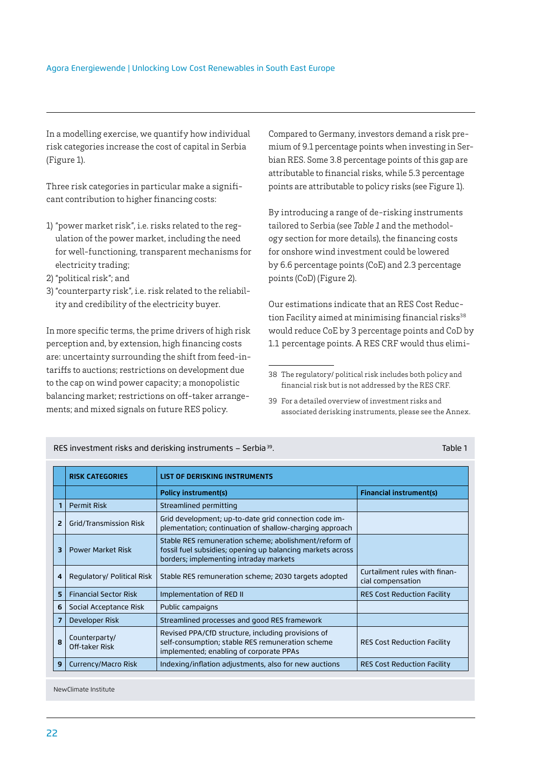In a modelling exercise, we quantify how individual risk categories increase the cost of capital in Serbia (Figure 1).

Three risk categories in particular make a significant contribution to higher financing costs:

1) "power market risk", i.e. risks related to the regulation of the power market, including the need for well-functioning, transparent mechanisms for electricity trading;
2) "political risk"; and
3) "counterparty risk", i.e. risk related to the reliability and credibility of the electricity buyer.

In more specific terms, the prime drivers of high risk perception and, by extension, high financing costs are: uncertainty surrounding the shift from feed-in-tariffs to auctions; restrictions on development due to the cap on wind power capacity; a monopolistic balancing market; restrictions on off-taker arrangements; and mixed signals on future RES policy.

Compared to Germany, investors demand a risk premium of 9.1 percentage points when investing in Serbian RES. Some 3.8 percentage points of this gap are attributable to financial risks, while 5.3 percentage points are attributable to policy risks (see Figure 1).

By introducing a range of de-risking instruments tailored to Serbia (see *Table 1* and the methodology section for more details), the financing costs for onshore wind investment could be lowered by 6.6 percentage points (CoE) and 2.3 percentage points (CoD) (Figure 2).

Our estimations indicate that an RES Cost Reduction Facility aimed at minimising financial risks[38] would reduce CoE by 3 percentage points and CoD by 1.1 percentage points. A RES CRF would thus elimi-

38 The regulatory/ political risk includes both policy and financial risk but is not addressed by the RES CRF.

39 For a detailed overview of investment risks and associated derisking instruments, please see the Annex.

RES investment risks and derisking instruments – Serbia[39]. Table 1

| | RISK CATEGORIES | LIST OF DERISKING INSTRUMENTS | |
|---|---|---|---|
| | | **Policy instrument(s)** | **Financial instrument(s)** |
| 1 | Permit Risk | Streamlined permitting | |
| 2 | Grid/Transmission Risk | Grid development; up-to-date grid connection code implementation; continuation of shallow-charging approach | |
| 3 | Power Market Risk | Stable RES remuneration scheme; abolishment/reform of fossil fuel subsidies; opening up balancing markets across borders; implementing intraday markets | |
| 4 | Regulatory/ Political Risk | Stable RES remuneration scheme; 2030 targets adopted | Curtailment rules with financial compensation |
| 5 | Financial Sector Risk | Implementation of RED II | RES Cost Reduction Facility |
| 6 | Social Acceptance Risk | Public campaigns | |
| 7 | Developer Risk | Streamlined processes and good RES framework | |
| 8 | Counterparty/ Off-taker Risk | Revised PPA/CfD structure, including provisions of self-consumption; stable RES remuneration scheme implemented; enabling of corporate PPAs | RES Cost Reduction Facility |
| 9 | Currency/Macro Risk | Indexing/inflation adjustments, also for new auctions | RES Cost Reduction Facility |

NewClimate Institute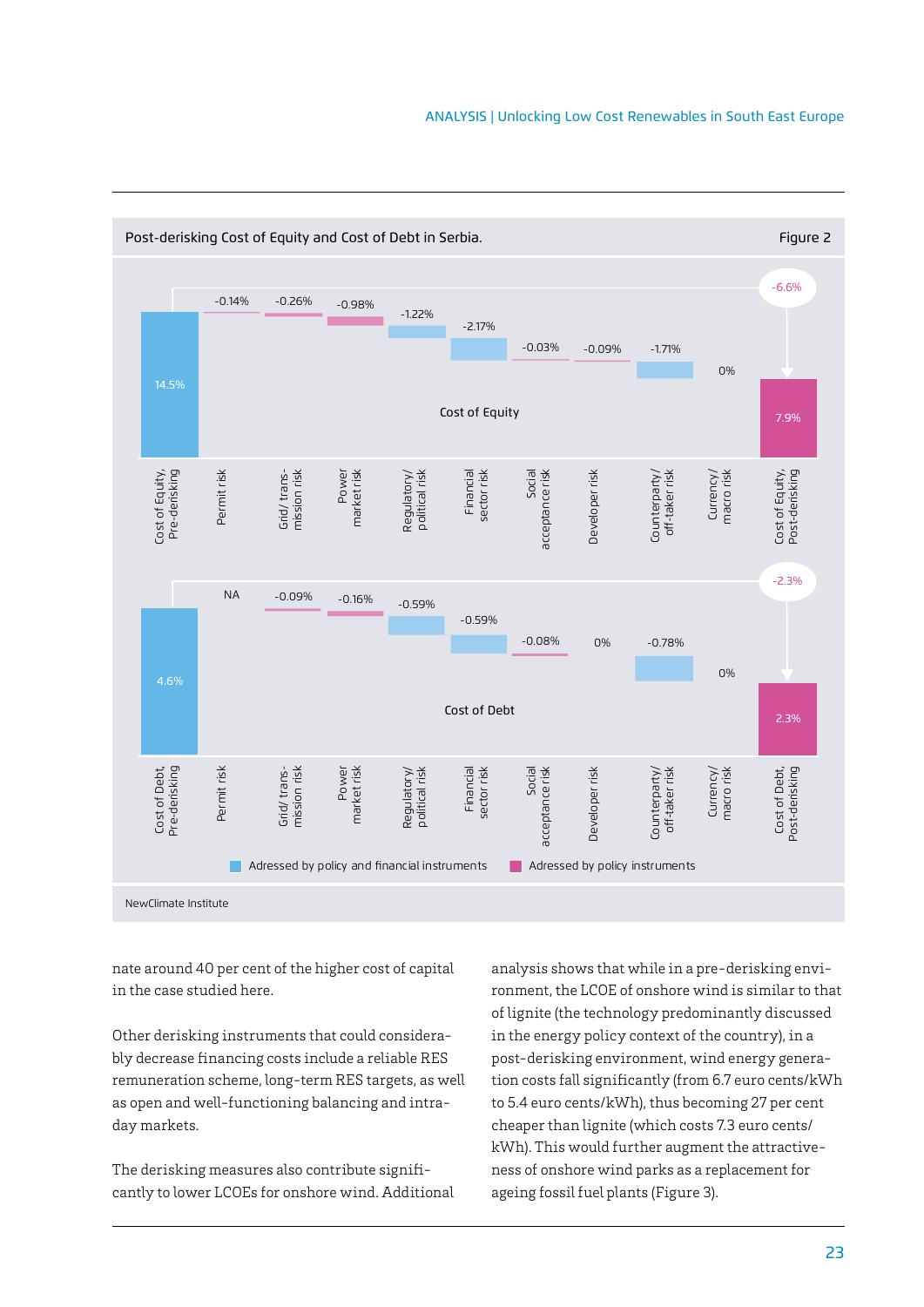Post-derisking Cost of Equity and Cost of Debt in Serbia. Figure 2

**Cost of Equity**

| Cost of Equity, Pre-derisking | Permit risk | Grid/ transmission risk | Power market risk | Regulatory/ political risk | Financial sector risk | Social acceptance risk | Developer risk | Counterparty/ off-taker risk | Currency/ macro risk | Cost of Equity, Post-derisking |
|---|---|---|---|---|---|---|---|---|---|---|
| 14.5% | -0.14% | -0.26% | -0.98% | -1.22% | -2.17% | -0.03% | -0.09% | -1.71% | 0% | 7.9% (-6.6%) |

**Cost of Debt**

| Cost of Debt, Pre-derisking | Permit risk | Grid/ transmission risk | Power market risk | Regulatory/ political risk | Financial sector risk | Social acceptance risk | Developer risk | Counterparty/ off-taker risk | Currency/ macro risk | Cost of Debt, Post-derisking |
|---|---|---|---|---|---|---|---|---|---|---|
| 4.6% | NA | -0.09% | -0.16% | -0.59% | -0.59% | -0.08% | 0% | -0.78% | 0% | 2.3% (-2.3%) |

Adressed by policy and financial instruments | Adressed by policy instruments

NewClimate Institute

nate around 40 per cent of the higher cost of capital in the case studied here.

Other derisking instruments that could considerably decrease financing costs include a reliable RES remuneration scheme, long-term RES targets, as well as open and well-functioning balancing and intraday markets.

The derisking measures also contribute significantly to lower LCOEs for onshore wind. Additional analysis shows that while in a pre-derisking environment, the LCOE of onshore wind is similar to that of lignite (the technology predominantly discussed in the energy policy context of the country), in a post-derisking environment, wind energy generation costs fall significantly (from 6.7 euro cents/kWh to 5.4 euro cents/kWh), thus becoming 27 per cent cheaper than lignite (which costs 7.3 euro cents/kWh). This would further augment the attractiveness of onshore wind parks as a replacement for ageing fossil fuel plants (Figure 3).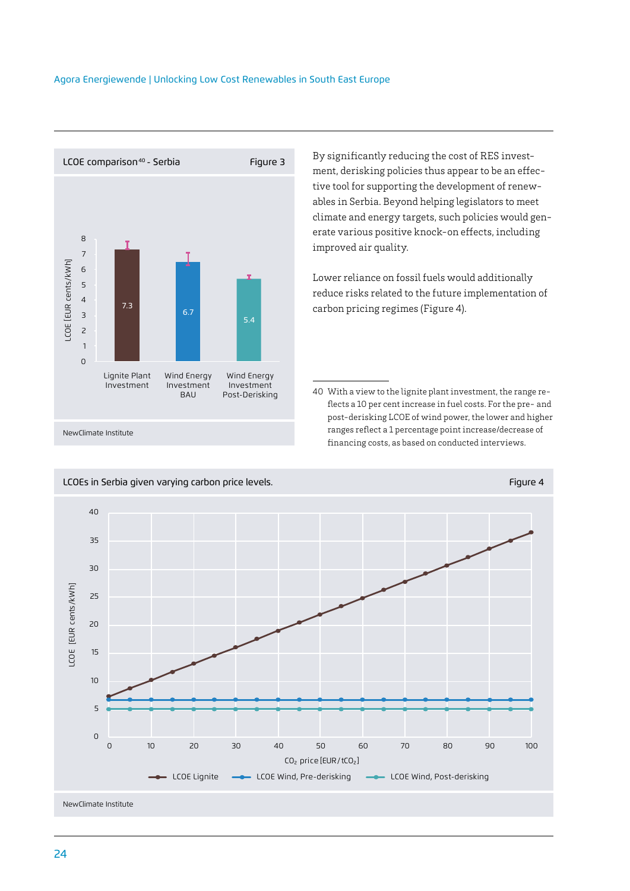LCOE comparison[40] - Serbia

Figure 3

| | Lignite Plant Investment | Wind Energy Investment BAU | Wind Energy Investment Post-Derisking |
|---|---|---|---|
| LCOE [EUR cents/kWh] | 7.3 | 6.7 | 5.4 |

NewClimate Institute

By significantly reducing the cost of RES investment, derisking policies thus appear to be an effective tool for supporting the development of renewables in Serbia. Beyond helping legislators to meet climate and energy targets, such policies would generate various positive knock-on effects, including improved air quality.

Lower reliance on fossil fuels would additionally reduce risks related to the future implementation of carbon pricing regimes (Figure 4).

40 With a view to the lignite plant investment, the range reflects a 10 per cent increase in fuel costs. For the pre- and post-derisking LCOE of wind power, the lower and higher ranges reflect a 1 percentage point increase/decrease of financing costs, as based on conducted interviews.

LCOEs in Serbia given varying carbon price levels.

Figure 4

NewClimate Institute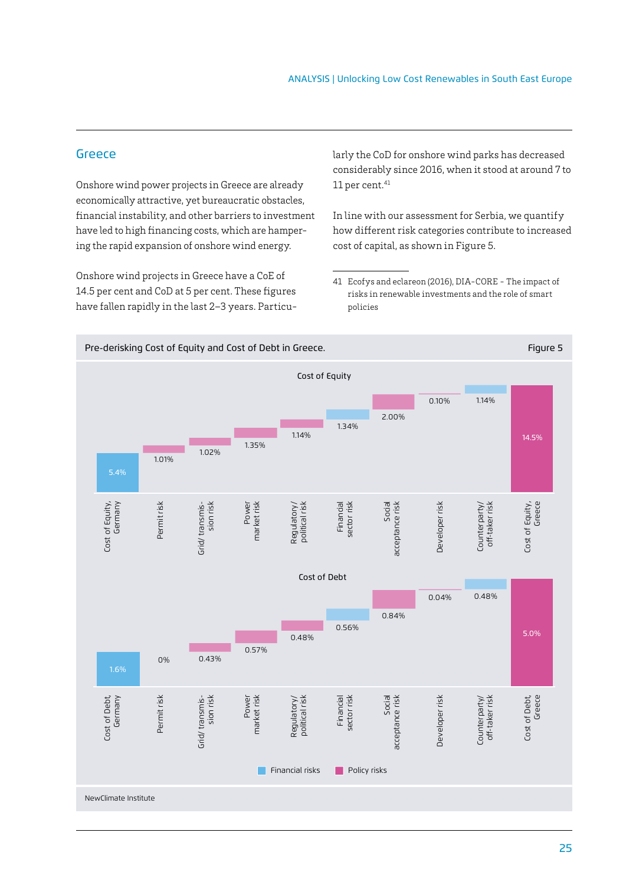## Greece

Onshore wind power projects in Greece are already economically attractive, yet bureaucratic obstacles, financial instability, and other barriers to investment have led to high financing costs, which are hampering the rapid expansion of onshore wind energy.

Onshore wind projects in Greece have a CoE of 14.5 per cent and CoD at 5 per cent. These figures have fallen rapidly in the last 2–3 years. Particularly the CoD for onshore wind parks has decreased considerably since 2016, when it stood at around 7 to 11 per cent.[41]

In line with our assessment for Serbia, we quantify how different risk categories contribute to increased cost of capital, as shown in Figure 5.

41 Ecofys and eclareon (2016), DIA-CORE - The impact of risks in renewable investments and the role of smart policies

**Pre-derisking Cost of Equity and Cost of Debt in Greece.** Figure 5

Cost of Equity

| Category | Value |
|---|---|
| Cost of Equity, Germany | 5.4% |
| Permit risk | 1.01% |
| Grid/ transmission risk | 1.02% |
| Power market risk | 1.35% |
| Regulatory/ political risk | 1.14% |
| Financial sector risk | 1.34% |
| Social acceptance risk | 2.00% |
| Developer risk | 0.10% |
| Counterparty/ off-taker risk | 1.14% |
| Cost of Equity, Greece | 14.5% |

Cost of Debt

| Category | Value |
|---|---|
| Cost of Debt, Germany | 1.6% |
| Permit risk | 0% |
| Grid/ transmission risk | 0.43% |
| Power market risk | 0.57% |
| Regulatory/ political risk | 0.48% |
| Financial sector risk | 0.56% |
| Social acceptance risk | 0.84% |
| Developer risk | 0.04% |
| Counterparty/ off-taker risk | 0.48% |
| Cost of Debt, Greece | 5.0% |

Financial risks: Financial sector risk, Counterparty/ off-taker risk, Cost of Equity/Debt, Germany. Policy risks: all other risk categories.

NewClimate Institute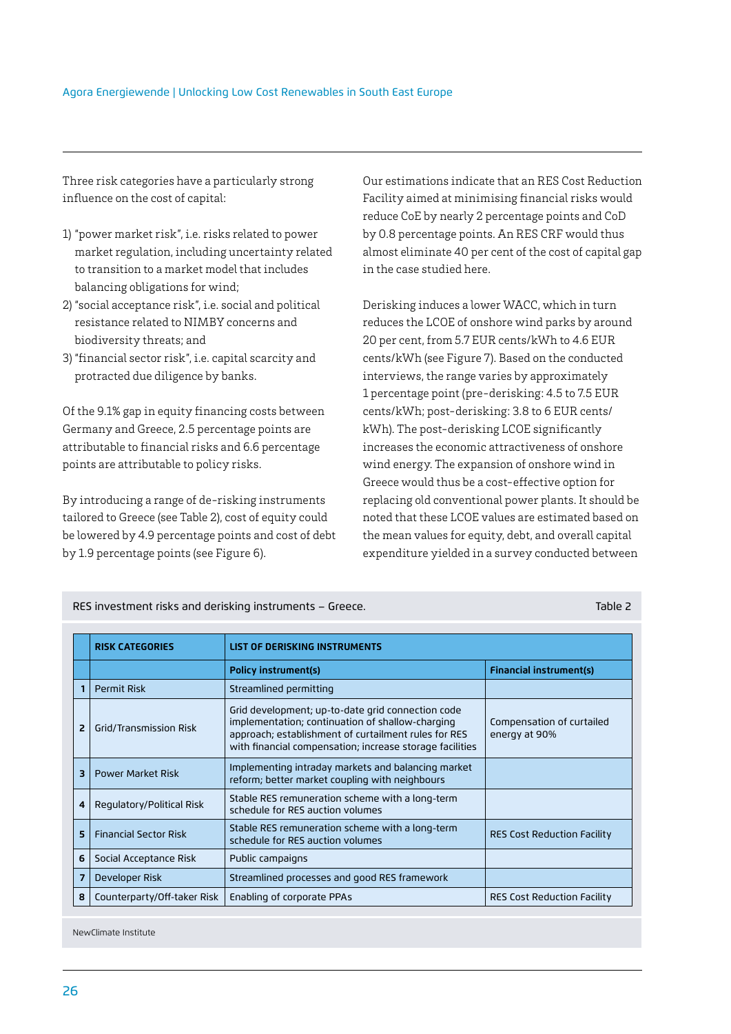Three risk categories have a particularly strong influence on the cost of capital:

1) "power market risk", i.e. risks related to power market regulation, including uncertainty related to transition to a market model that includes balancing obligations for wind;
2) "social acceptance risk", i.e. social and political resistance related to NIMBY concerns and biodiversity threats; and
3) "financial sector risk", i.e. capital scarcity and protracted due diligence by banks.

Of the 9.1% gap in equity financing costs between Germany and Greece, 2.5 percentage points are attributable to financial risks and 6.6 percentage points are attributable to policy risks.

By introducing a range of de-risking instruments tailored to Greece (see Table 2), cost of equity could be lowered by 4.9 percentage points and cost of debt by 1.9 percentage points (see Figure 6).

Our estimations indicate that an RES Cost Reduction Facility aimed at minimising financial risks would reduce CoE by nearly 2 percentage points and CoD by 0.8 percentage points. An RES CRF would thus almost eliminate 40 per cent of the cost of capital gap in the case studied here.

Derisking induces a lower WACC, which in turn reduces the LCOE of onshore wind parks by around 20 per cent, from 5.7 EUR cents/kWh to 4.6 EUR cents/kWh (see Figure 7). Based on the conducted interviews, the range varies by approximately 1 percentage point (pre-derisking: 4.5 to 7.5 EUR cents/kWh; post-derisking: 3.8 to 6 EUR cents/kWh). The post-derisking LCOE significantly increases the economic attractiveness of onshore wind energy. The expansion of onshore wind in Greece would thus be a cost-effective option for replacing old conventional power plants. It should be noted that these LCOE values are estimated based on the mean values for equity, debt, and overall capital expenditure yielded in a survey conducted between

RES investment risks and derisking instruments – Greece. Table 2

| | RISK CATEGORIES | LIST OF DERISKING INSTRUMENTS | |
|---|---|---|---|
| | | **Policy instrument(s)** | **Financial instrument(s)** |
| 1 | Permit Risk | Streamlined permitting | |
| 2 | Grid/Transmission Risk | Grid development; up-to-date grid connection code implementation; continuation of shallow-charging approach; establishment of curtailment rules for RES with financial compensation; increase storage facilities | Compensation of curtailed energy at 90% |
| 3 | Power Market Risk | Implementing intraday markets and balancing market reform; better market coupling with neighbours | |
| 4 | Regulatory/Political Risk | Stable RES remuneration scheme with a long-term schedule for RES auction volumes | |
| 5 | Financial Sector Risk | Stable RES remuneration scheme with a long-term schedule for RES auction volumes | RES Cost Reduction Facility |
| 6 | Social Acceptance Risk | Public campaigns | |
| 7 | Developer Risk | Streamlined processes and good RES framework | |
| 8 | Counterparty/Off-taker Risk | Enabling of corporate PPAs | RES Cost Reduction Facility |

NewClimate Institute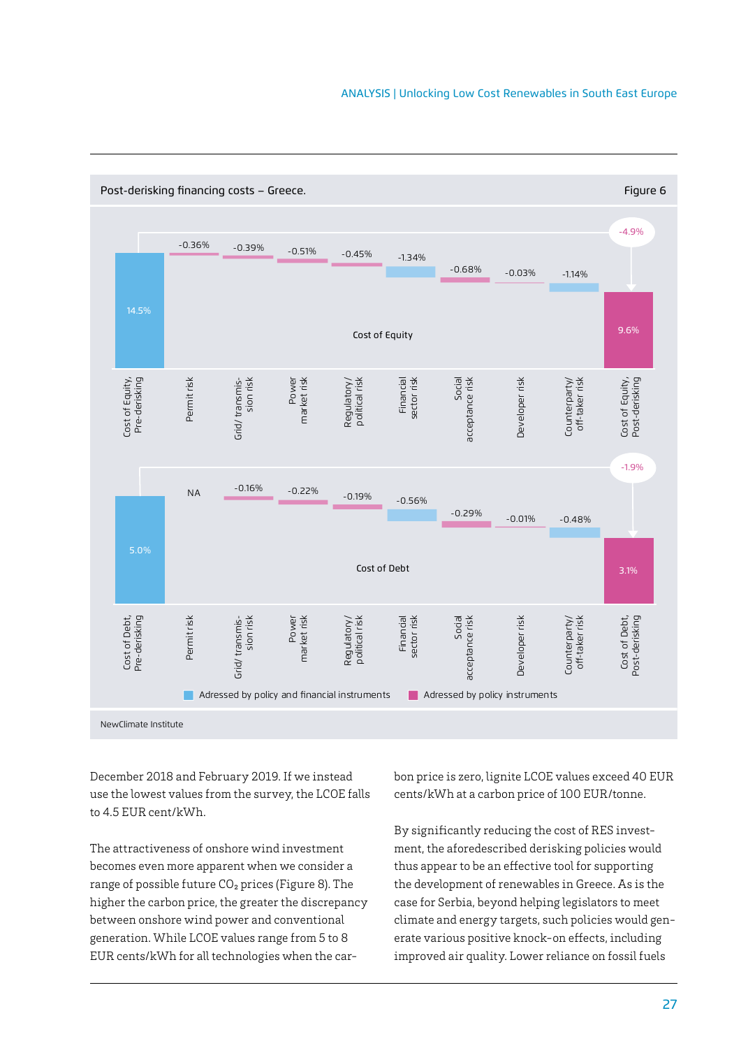Post-derisking financing costs – Greece.

Figure 6

| | Cost of Equity, Pre-derisking | Permit risk | Grid/ transmission risk | Power market risk | Regulatory/ political risk | Financial sector risk | Social acceptance risk | Developer risk | Counterparty/ off-taker risk | Cost of Equity, Post-derisking |
|---|---|---|---|---|---|---|---|---|---|---|
| Cost of Equity | 14.5% | -0.36% | -0.39% | -0.51% | -0.45% | -1.34% | -0.68% | -0.03% | -1.14% | 9.6% (-4.9%) |

| | Cost of Debt, Pre-derisking | Permit risk | Grid/ transmission risk | Power market risk | Regulatory/ political risk | Financial sector risk | Social acceptance risk | Developer risk | Counterparty/ off-taker risk | Cost of Debt, Post-derisking |
|---|---|---|---|---|---|---|---|---|---|---|
| Cost of Debt | 5.0% | NA | -0.16% | -0.22% | -0.19% | -0.56% | -0.29% | -0.01% | -0.48% | 3.1% (-1.9%) |

Adressed by policy and financial instruments: Financial sector risk, Counterparty/off-taker risk. Adressed by policy instruments: Permit risk, Grid/transmission risk, Power market risk, Regulatory/political risk, Social acceptance risk, Developer risk.

NewClimate Institute

December 2018 and February 2019. If we instead use the lowest values from the survey, the LCOE falls to 4.5 EUR cent/kWh.

The attractiveness of onshore wind investment becomes even more apparent when we consider a range of possible future $CO_2$ prices (Figure 8). The higher the carbon price, the greater the discrepancy between onshore wind power and conventional generation. While LCOE values range from 5 to 8 EUR cents/kWh for all technologies when the carbon price is zero, lignite LCOE values exceed 40 EUR cents/kWh at a carbon price of 100 EUR/tonne.

By significantly reducing the cost of RES investment, the aforedescribed derisking policies would thus appear to be an effective tool for supporting the development of renewables in Greece. As is the case for Serbia, beyond helping legislators to meet climate and energy targets, such policies would generate various positive knock-on effects, including improved air quality. Lower reliance on fossil fuels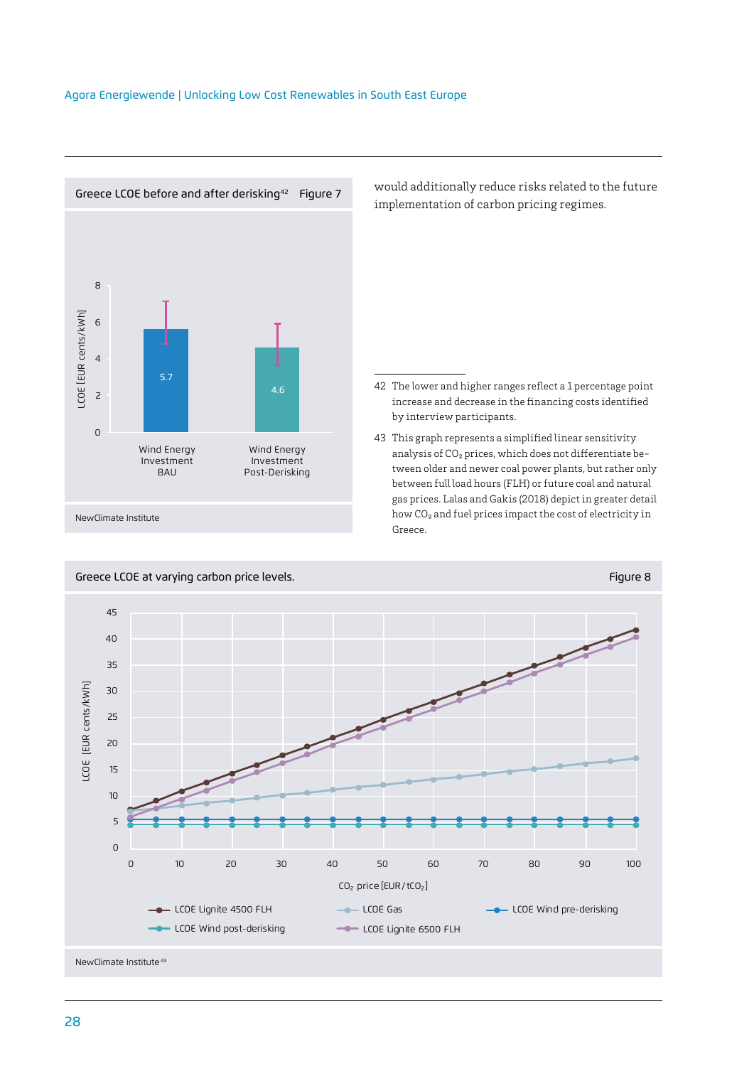**Greece LCOE before and after derisking[42]** — Figure 7

| | Wind Energy Investment BAU | Wind Energy Investment Post-Derisking |
|---|---|---|
| LCOE [EUR cents/kWh] | 5.7 | 4.6 |

NewClimate Institute

would additionally reduce risks related to the future implementation of carbon pricing regimes.

**Greece LCOE at varying carbon price levels.** — Figure 8

NewClimate Institute[43]

---

42 The lower and higher ranges reflect a 1 percentage point increase and decrease in the financing costs identified by interview participants.

43 This graph represents a simplified linear sensitivity analysis of $CO_2$ prices, which does not differentiate between older and newer coal power plants, but rather only between full load hours (FLH) or future coal and natural gas prices. Lalas and Gakis (2018) depict in greater detail how $CO_2$ and fuel prices impact the cost of electricity in Greece.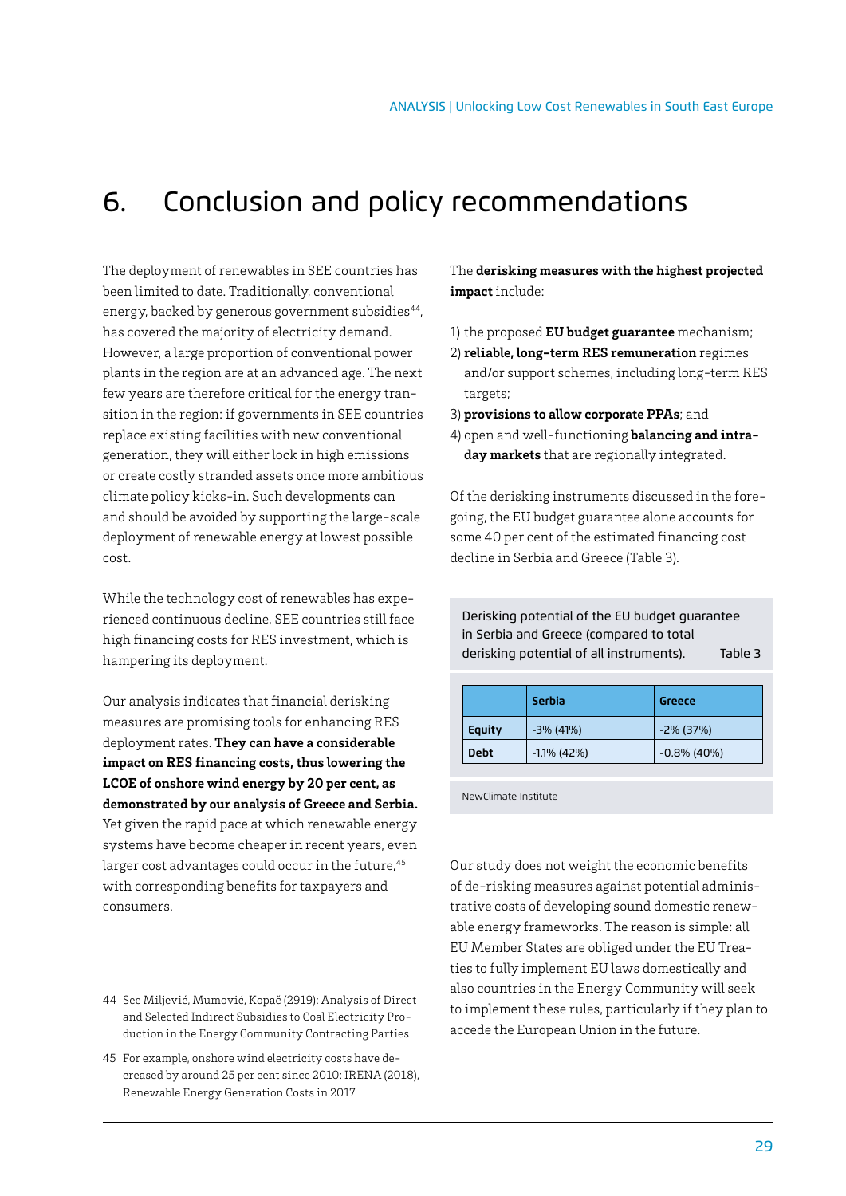# 6. Conclusion and policy recommendations

The deployment of renewables in SEE countries has been limited to date. Traditionally, conventional energy, backed by generous government subsidies[44], has covered the majority of electricity demand. However, a large proportion of conventional power plants in the region are at an advanced age. The next few years are therefore critical for the energy transition in the region: if governments in SEE countries replace existing facilities with new conventional generation, they will either lock in high emissions or create costly stranded assets once more ambitious climate policy kicks-in. Such developments can and should be avoided by supporting the large-scale deployment of renewable energy at lowest possible cost.

While the technology cost of renewables has experienced continuous decline, SEE countries still face high financing costs for RES investment, which is hampering its deployment.

Our analysis indicates that financial derisking measures are promising tools for enhancing RES deployment rates. **They can have a considerable impact on RES financing costs, thus lowering the LCOE of onshore wind energy by 20 per cent, as demonstrated by our analysis of Greece and Serbia.** Yet given the rapid pace at which renewable energy systems have become cheaper in recent years, even larger cost advantages could occur in the future,[45] with corresponding benefits for taxpayers and consumers.

The **derisking measures with the highest projected impact** include:

1) the proposed **EU budget guarantee** mechanism;
2) **reliable, long-term RES remuneration** regimes and/or support schemes, including long-term RES targets;
3) **provisions to allow corporate PPAs**; and
4) open and well-functioning **balancing and intra-day markets** that are regionally integrated.

Of the derisking instruments discussed in the foregoing, the EU budget guarantee alone accounts for some 40 per cent of the estimated financing cost decline in Serbia and Greece (Table 3).

Derisking potential of the EU budget guarantee in Serbia and Greece (compared to total derisking potential of all instruments). Table 3

| | Serbia | Greece |
|---|---|---|
| **Equity** | -3% (41%) | -2% (37%) |
| **Debt** | -1.1% (42%) | -0.8% (40%) |

NewClimate Institute

Our study does not weight the economic benefits of de-risking measures against potential administrative costs of developing sound domestic renewable energy frameworks. The reason is simple: all EU Member States are obliged under the EU Treaties to fully implement EU laws domestically and also countries in the Energy Community will seek to implement these rules, particularly if they plan to accede the European Union in the future.

---

44 See Miljević, Mumović, Kopač (2919): Analysis of Direct and Selected Indirect Subsidies to Coal Electricity Production in the Energy Community Contracting Parties

45 For example, onshore wind electricity costs have decreased by around 25 per cent since 2010: IRENA (2018), Renewable Energy Generation Costs in 2017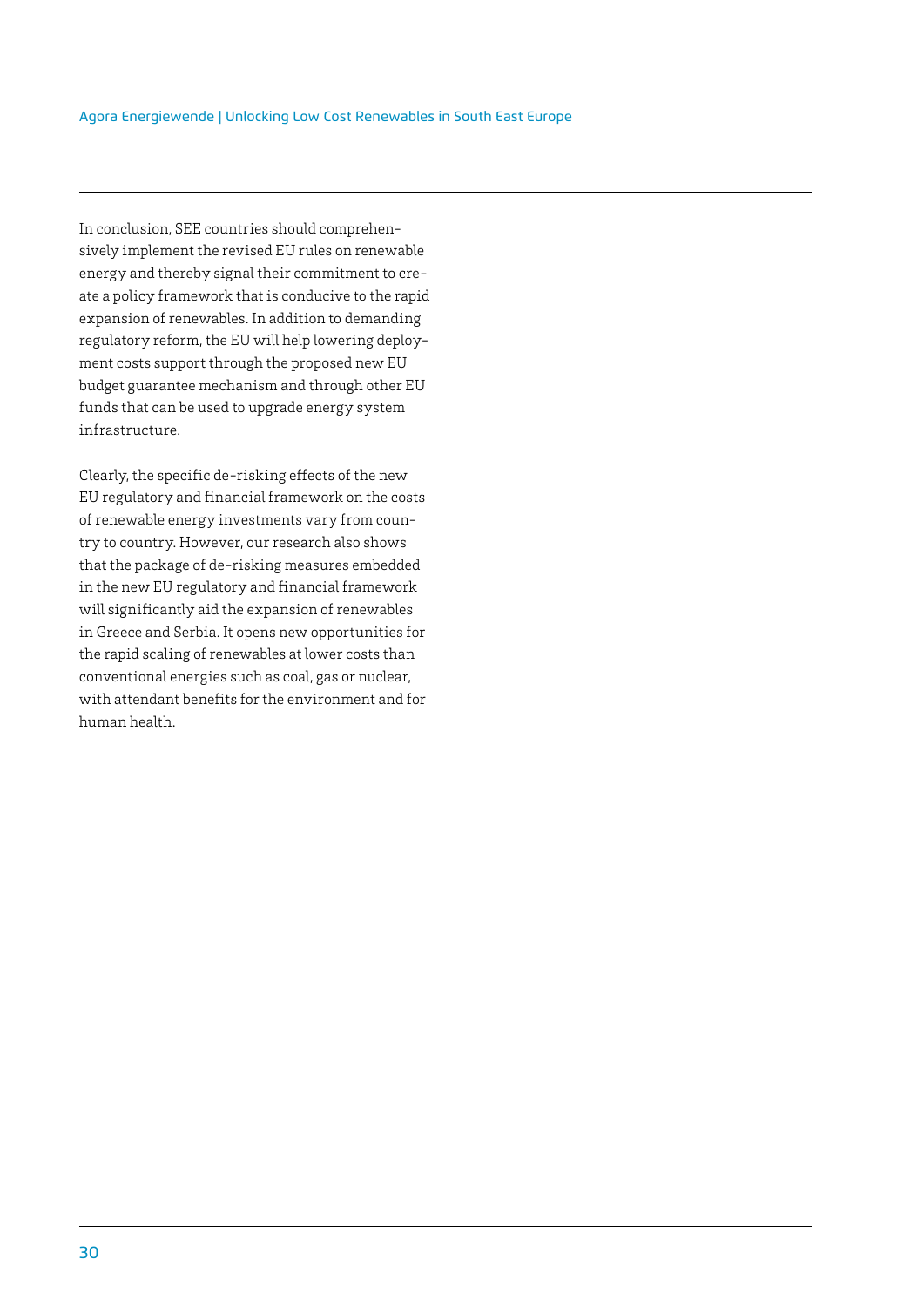In conclusion, SEE countries should comprehensively implement the revised EU rules on renewable energy and thereby signal their commitment to create a policy framework that is conducive to the rapid expansion of renewables. In addition to demanding regulatory reform, the EU will help lowering deployment costs support through the proposed new EU budget guarantee mechanism and through other EU funds that can be used to upgrade energy system infrastructure.

Clearly, the specific de-risking effects of the new EU regulatory and financial framework on the costs of renewable energy investments vary from country to country. However, our research also shows that the package of de-risking measures embedded in the new EU regulatory and financial framework will significantly aid the expansion of renewables in Greece and Serbia. It opens new opportunities for the rapid scaling of renewables at lower costs than conventional energies such as coal, gas or nuclear, with attendant benefits for the environment and for human health.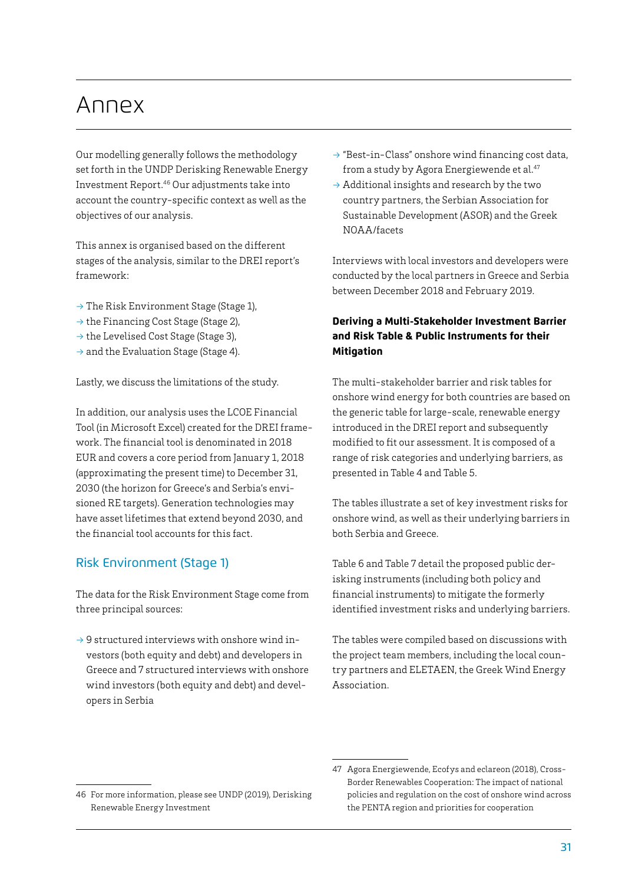# Annex

Our modelling generally follows the methodology set forth in the UNDP Derisking Renewable Energy Investment Report.[46] Our adjustments take into account the country-specific context as well as the objectives of our analysis.

This annex is organised based on the different stages of the analysis, similar to the DREI report's framework:

→ The Risk Environment Stage (Stage 1),
→ the Financing Cost Stage (Stage 2),
→ the Levelised Cost Stage (Stage 3),
→ and the Evaluation Stage (Stage 4).

Lastly, we discuss the limitations of the study.

In addition, our analysis uses the LCOE Financial Tool (in Microsoft Excel) created for the DREI framework. The financial tool is denominated in 2018 EUR and covers a core period from January 1, 2018 (approximating the present time) to December 31, 2030 (the horizon for Greece's and Serbia's envisioned RE targets). Generation technologies may have asset lifetimes that extend beyond 2030, and the financial tool accounts for this fact.

## Risk Environment (Stage 1)

The data for the Risk Environment Stage come from three principal sources:

→ 9 structured interviews with onshore wind investors (both equity and debt) and developers in Greece and 7 structured interviews with onshore wind investors (both equity and debt) and developers in Serbia
→ "Best-in-Class" onshore wind financing cost data, from a study by Agora Energiewende et al.[47]
→ Additional insights and research by the two country partners, the Serbian Association for Sustainable Development (ASOR) and the Greek NOAA/facets

Interviews with local investors and developers were conducted by the local partners in Greece and Serbia between December 2018 and February 2019.

**Deriving a Multi-Stakeholder Investment Barrier and Risk Table & Public Instruments for their Mitigation**

The multi-stakeholder barrier and risk tables for onshore wind energy for both countries are based on the generic table for large-scale, renewable energy introduced in the DREI report and subsequently modified to fit our assessment. It is composed of a range of risk categories and underlying barriers, as presented in Table 4 and Table 5.

The tables illustrate a set of key investment risks for onshore wind, as well as their underlying barriers in both Serbia and Greece.

Table 6 and Table 7 detail the proposed public derisking instruments (including both policy and financial instruments) to mitigate the formerly identified investment risks and underlying barriers.

The tables were compiled based on discussions with the project team members, including the local country partners and ELETAEN, the Greek Wind Energy Association.

46 For more information, please see UNDP (2019), Derisking Renewable Energy Investment

47 Agora Energiewende, Ecofys and eclareon (2018), Cross-Border Renewables Cooperation: The impact of national policies and regulation on the cost of onshore wind across the PENTA region and priorities for cooperation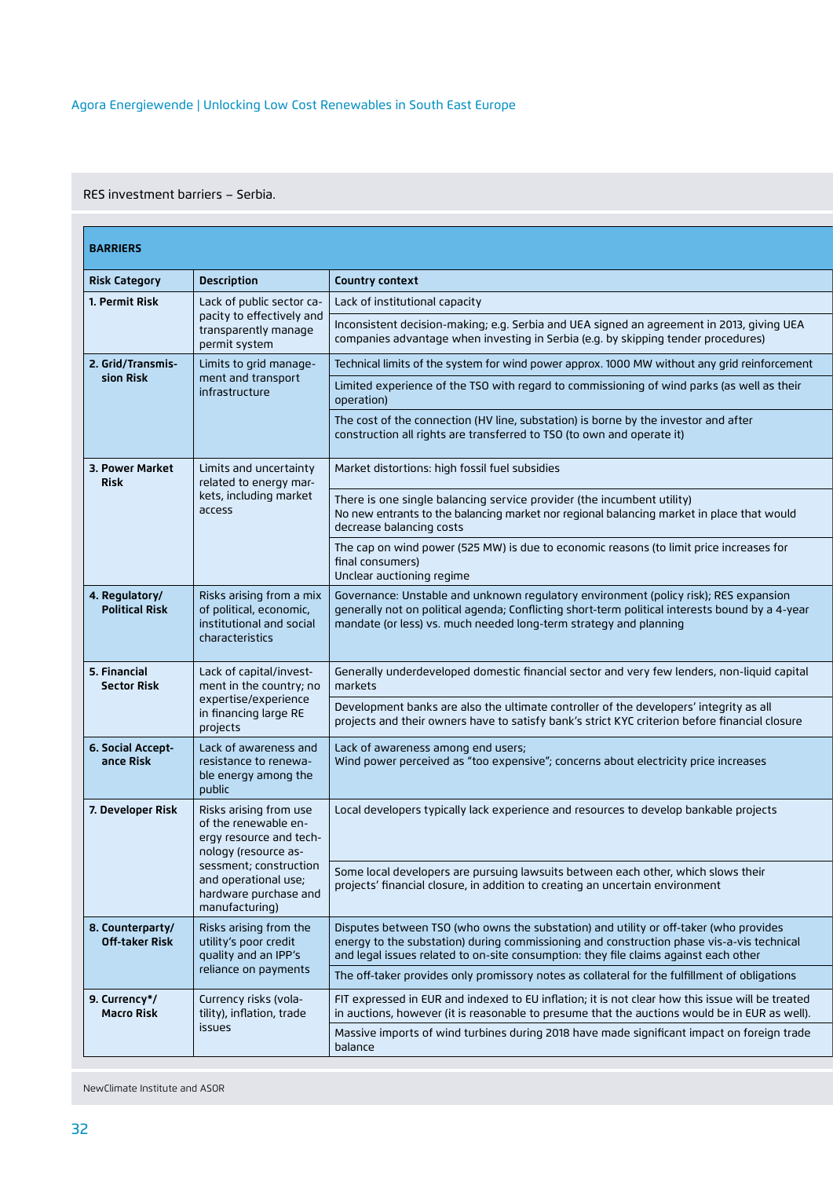RES investment barriers – Serbia.

| BARRIERS | | |
|---|---|---|
| **Risk Category** | **Description** | **Country context** |
| **1. Permit Risk** | Lack of public sector capacity to effectively and transparently manage permit system | Lack of institutional capacity |
| | | Inconsistent decision-making; e.g. Serbia and UEA signed an agreement in 2013, giving UEA companies advantage when investing in Serbia (e.g. by skipping tender procedures) |
| **2. Grid/Transmission Risk** | Limits to grid management and transport infrastructure | Technical limits of the system for wind power approx. 1000 MW without any grid reinforcement |
| | | Limited experience of the TSO with regard to commissioning of wind parks (as well as their operation) |
| | | The cost of the connection (HV line, substation) is borne by the investor and after construction all rights are transferred to TSO (to own and operate it) |
| **3. Power Market Risk** | Limits and uncertainty related to energy markets, including market access | Market distortions: high fossil fuel subsidies |
| | | There is one single balancing service provider (the incumbent utility)<br>No new entrants to the balancing market nor regional balancing market in place that would decrease balancing costs |
| | | The cap on wind power (525 MW) is due to economic reasons (to limit price increases for final consumers)<br>Unclear auctioning regime |
| **4. Regulatory/ Political Risk** | Risks arising from a mix of political, economic, institutional and social characteristics | Governance: Unstable and unknown regulatory environment (policy risk); RES expansion generally not on political agenda; Conflicting short-term political interests bound by a 4-year mandate (or less) vs. much needed long-term strategy and planning |
| **5. Financial Sector Risk** | Lack of capital/investment in the country; no expertise/experience in financing large RE projects | Generally underdeveloped domestic financial sector and very few lenders, non-liquid capital markets |
| | | Development banks are also the ultimate controller of the developers' integrity as all projects and their owners have to satisfy bank's strict KYC criterion before financial closure |
| **6. Social Acceptance Risk** | Lack of awareness and resistance to renewable energy among the public | Lack of awareness among end users;<br>Wind power perceived as "too expensive"; concerns about electricity price increases |
| **7. Developer Risk** | Risks arising from use of the renewable energy resource and technology (resource assessment; construction and operational use; hardware purchase and manufacturing) | Local developers typically lack experience and resources to develop bankable projects |
| | | Some local developers are pursuing lawsuits between each other, which slows their projects' financial closure, in addition to creating an uncertain environment |
| **8. Counterparty/ Off-taker Risk** | Risks arising from the utility's poor credit quality and an IPP's reliance on payments | Disputes between TSO (who owns the substation) and utility or off-taker (who provides energy to the substation) during commissioning and construction phase vis-a-vis technical and legal issues related to on-site consumption: they file claims against each other |
| | | The off-taker provides only promissory notes as collateral for the fulfillment of obligations |
| **9. Currency*/ Macro Risk** | Currency risks (volatility), inflation, trade issues | FIT expressed in EUR and indexed to EU inflation; it is not clear how this issue will be treated in auctions, however (it is reasonable to presume that the auctions would be in EUR as well). |
| | | Massive imports of wind turbines during 2018 have made significant impact on foreign trade balance |

NewClimate Institute and ASOR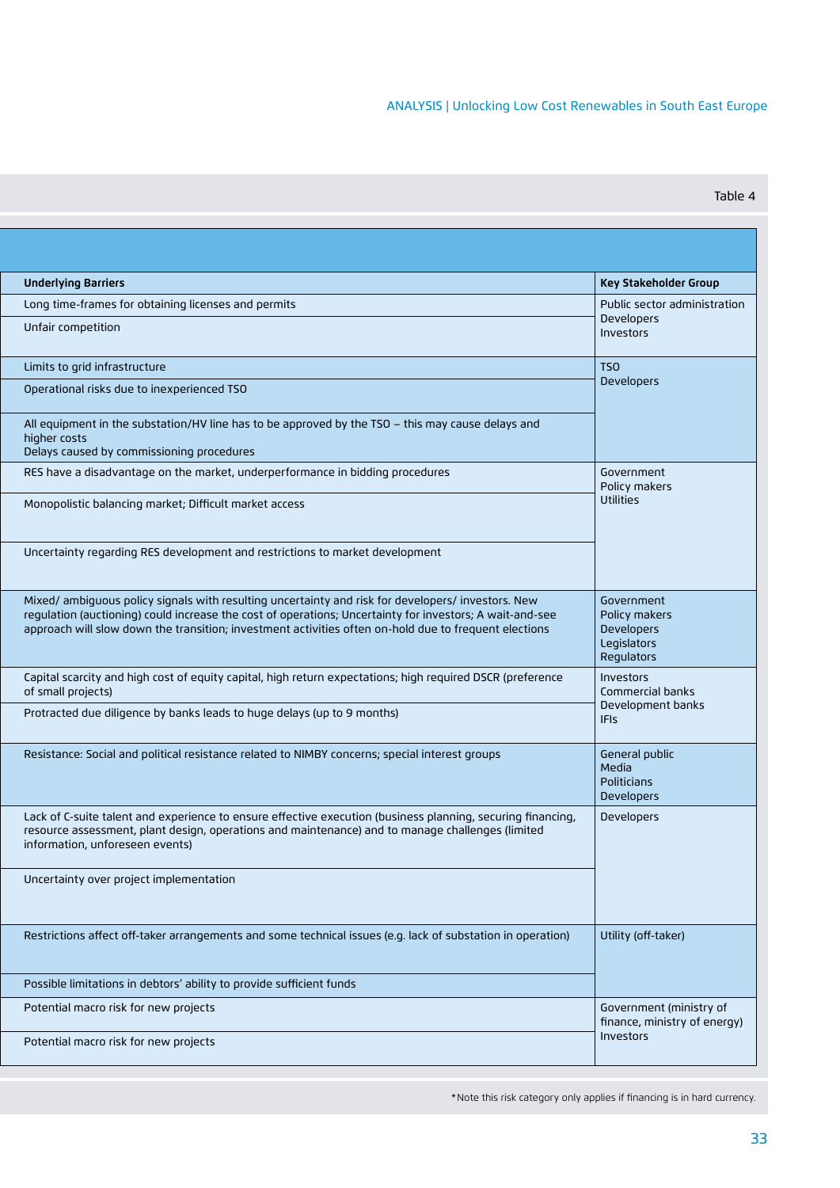Table 4

| Underlying Barriers | Key Stakeholder Group |
|---|---|
| Long time-frames for obtaining licenses and permits | Public sector administration<br>Developers<br>Investors |
| Unfair competition | |
| Limits to grid infrastructure | TSO<br>Developers |
| Operational risks due to inexperienced TSO | |
| All equipment in the substation/HV line has to be approved by the TSO – this may cause delays and higher costs<br>Delays caused by commissioning procedures | |
| RES have a disadvantage on the market, underperformance in bidding procedures | Government<br>Policy makers<br>Utilities |
| Monopolistic balancing market; Difficult market access | |
| Uncertainty regarding RES development and restrictions to market development | |
| Mixed/ ambiguous policy signals with resulting uncertainty and risk for developers/ investors. New regulation (auctioning) could increase the cost of operations; Uncertainty for investors; A wait-and-see approach will slow down the transition; investment activities often on-hold due to frequent elections | Government<br>Policy makers<br>Developers<br>Legislators<br>Regulators |
| Capital scarcity and high cost of equity capital, high return expectations; high required DSCR (preference of small projects) | Investors<br>Commercial banks<br>Development banks<br>IFIs |
| Protracted due diligence by banks leads to huge delays (up to 9 months) | |
| Resistance: Social and political resistance related to NIMBY concerns; special interest groups | General public<br>Media<br>Politicians<br>Developers |
| Lack of C-suite talent and experience to ensure effective execution (business planning, securing financing, resource assessment, plant design, operations and maintenance) and to manage challenges (limited information, unforeseen events) | Developers |
| Uncertainty over project implementation | |
| Restrictions affect off-taker arrangements and some technical issues (e.g. lack of substation in operation) | Utility (off-taker) |
| Possible limitations in debtors' ability to provide sufficient funds | |
| Potential macro risk for new projects | Government (ministry of finance, ministry of energy)<br>Investors |
| Potential macro risk for new projects | |

*Note this risk category only applies if financing is in hard currency.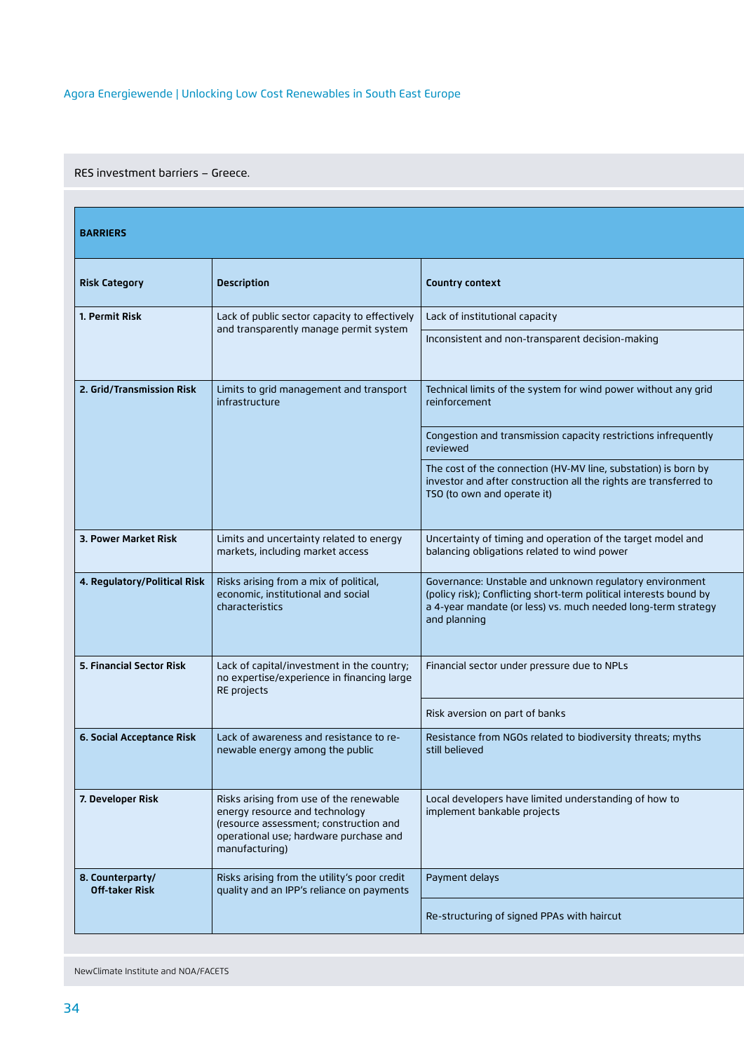RES investment barriers – Greece.

| BARRIERS | | |
|---|---|---|
| **Risk Category** | **Description** | **Country context** |
| **1. Permit Risk** | Lack of public sector capacity to effectively and transparently manage permit system | Lack of institutional capacity |
| | | Inconsistent and non-transparent decision-making |
| **2. Grid/Transmission Risk** | Limits to grid management and transport infrastructure | Technical limits of the system for wind power without any grid reinforcement |
| | | Congestion and transmission capacity restrictions infrequently reviewed |
| | | The cost of the connection (HV-MV line, substation) is born by investor and after construction all the rights are transferred to TSO (to own and operate it) |
| **3. Power Market Risk** | Limits and uncertainty related to energy markets, including market access | Uncertainty of timing and operation of the target model and balancing obligations related to wind power |
| **4. Regulatory/Political Risk** | Risks arising from a mix of political, economic, institutional and social characteristics | Governance: Unstable and unknown regulatory environment (policy risk); Conflicting short-term political interests bound by a 4-year mandate (or less) vs. much needed long-term strategy and planning |
| **5. Financial Sector Risk** | Lack of capital/investment in the country; no expertise/experience in financing large RE projects | Financial sector under pressure due to NPLs |
| | | Risk aversion on part of banks |
| **6. Social Acceptance Risk** | Lack of awareness and resistance to renewable energy among the public | Resistance from NGOs related to biodiversity threats; myths still believed |
| **7. Developer Risk** | Risks arising from use of the renewable energy resource and technology (resource assessment; construction and operational use; hardware purchase and manufacturing) | Local developers have limited understanding of how to implement bankable projects |
| **8. Counterparty/ Off-taker Risk** | Risks arising from the utility's poor credit quality and an IPP's reliance on payments | Payment delays |
| | | Re-structuring of signed PPAs with haircut |

NewClimate Institute and NOA/FACETS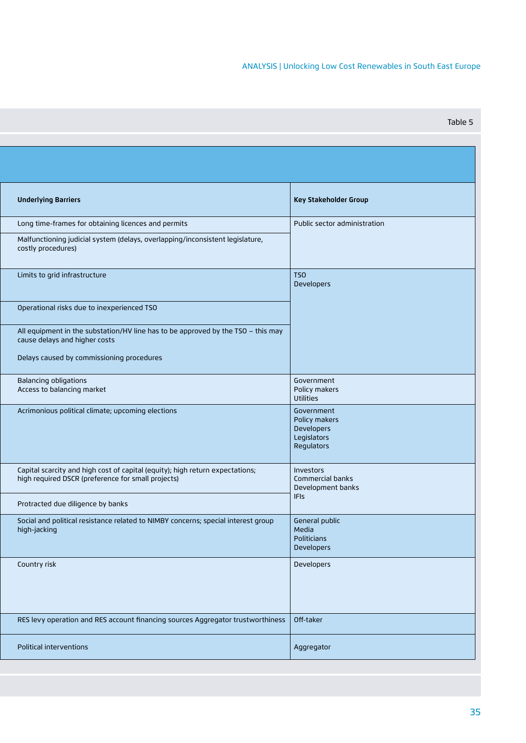Table 5

| Underlying Barriers | Key Stakeholder Group |
|---|---|
| Long time-frames for obtaining licences and permits | Public sector administration |
| Malfunctioning judicial system (delays, overlapping/inconsistent legislature, costly procedures) | |
| Limits to grid infrastructure | TSO<br>Developers |
| Operational risks due to inexperienced TSO | |
| All equipment in the substation/HV line has to be approved by the TSO – this may cause delays and higher costs<br><br>Delays caused by commissioning procedures | |
| Balancing obligations<br>Access to balancing market | Government<br>Policy makers<br>Utilities |
| Acrimonious political climate; upcoming elections | Government<br>Policy makers<br>Developers<br>Legislators<br>Regulators |
| Capital scarcity and high cost of capital (equity); high return expectations; high required DSCR (preference for small projects) | Investors<br>Commercial banks<br>Development banks<br>IFIs |
| Protracted due diligence by banks | |
| Social and political resistance related to NIMBY concerns; special interest group high-jacking | General public<br>Media<br>Politicians<br>Developers |
| Country risk | Developers |
| RES levy operation and RES account financing sources Aggregator trustworthiness | Off-taker |
| Political interventions | Aggregator |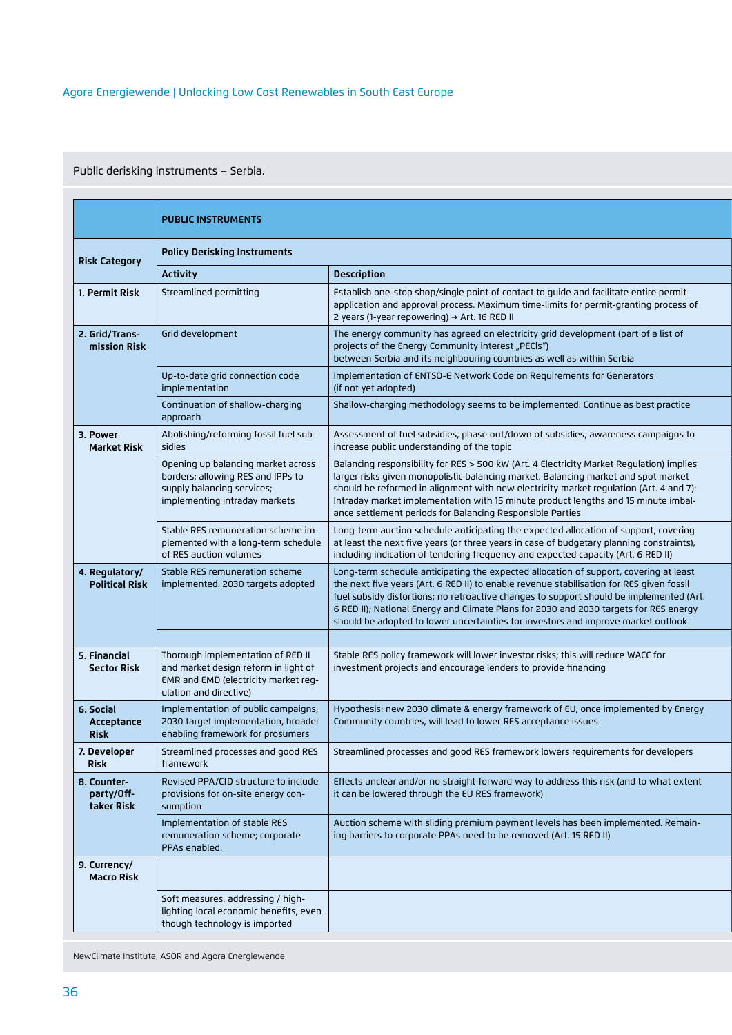Public derisking instruments – Serbia.

| Risk Category | PUBLIC INSTRUMENTS | |
|---|---|---|
| | Policy Derisking Instruments | |
| | Activity | Description |
| 1. Permit Risk | Streamlined permitting | Establish one-stop shop/single point of contact to guide and facilitate entire permit application and approval process. Maximum time-limits for permit-granting process of 2 years (1-year repowering) → Art. 16 RED II |
| 2. Grid/Transmission Risk | Grid development | The energy community has agreed on electricity grid development (part of a list of projects of the Energy Community interest „PECIs") between Serbia and its neighbouring countries as well as within Serbia |
| | Up-to-date grid connection code implementation | Implementation of ENTSO-E Network Code on Requirements for Generators (if not yet adopted) |
| | Continuation of shallow-charging approach | Shallow-charging methodology seems to be implemented. Continue as best practice |
| 3. Power Market Risk | Abolishing/reforming fossil fuel subsidies | Assessment of fuel subsidies, phase out/down of subsidies, awareness campaigns to increase public understanding of the topic |
| | Opening up balancing market across borders; allowing RES and IPPs to supply balancing services; implementing intraday markets | Balancing responsibility for RES > 500 kW (Art. 4 Electricity Market Regulation) implies larger risks given monopolistic balancing market. Balancing market and spot market should be reformed in alignment with new electricity market regulation (Art. 4 and 7): Intraday market implementation with 15 minute product lengths and 15 minute imbalance settlement periods for Balancing Responsible Parties |
| | Stable RES remuneration scheme implemented with a long-term schedule of RES auction volumes | Long-term auction schedule anticipating the expected allocation of support, covering at least the next five years (or three years in case of budgetary planning constraints), including indication of tendering frequency and expected capacity (Art. 6 RED II) |
| 4. Regulatory/Political Risk | Stable RES remuneration scheme implemented. 2030 targets adopted | Long-term schedule anticipating the expected allocation of support, covering at least the next five years (Art. 6 RED II) to enable revenue stabilisation for RES given fossil fuel subsidy distortions; no retroactive changes to support should be implemented (Art. 6 RED II); National Energy and Climate Plans for 2030 and 2030 targets for RES energy should be adopted to lower uncertainties for investors and improve market outlook |
| | | |
| 5. Financial Sector Risk | Thorough implementation of RED II and market design reform in light of EMR and EMD (electricity market regulation and directive) | Stable RES policy framework will lower investor risks; this will reduce WACC for investment projects and encourage lenders to provide financing |
| 6. Social Acceptance Risk | Implementation of public campaigns, 2030 target implementation, broader enabling framework for prosumers | Hypothesis: new 2030 climate & energy framework of EU, once implemented by Energy Community countries, will lead to lower RES acceptance issues |
| 7. Developer Risk | Streamlined processes and good RES framework | Streamlined processes and good RES framework lowers requirements for developers |
| 8. Counterparty/Offtaker Risk | Revised PPA/CfD structure to include provisions for on-site energy consumption | Effects unclear and/or no straight-forward way to address this risk (and to what extent it can be lowered through the EU RES framework) |
| | Implementation of stable RES remuneration scheme; corporate PPAs enabled. | Auction scheme with sliding premium payment levels has been implemented. Remaining barriers to corporate PPAs need to be removed (Art. 15 RED II) |
| 9. Currency/Macro Risk | | |
| | Soft measures: addressing / highlighting local economic benefits, even though technology is imported | |

NewClimate Institute, ASOR and Agora Energiewende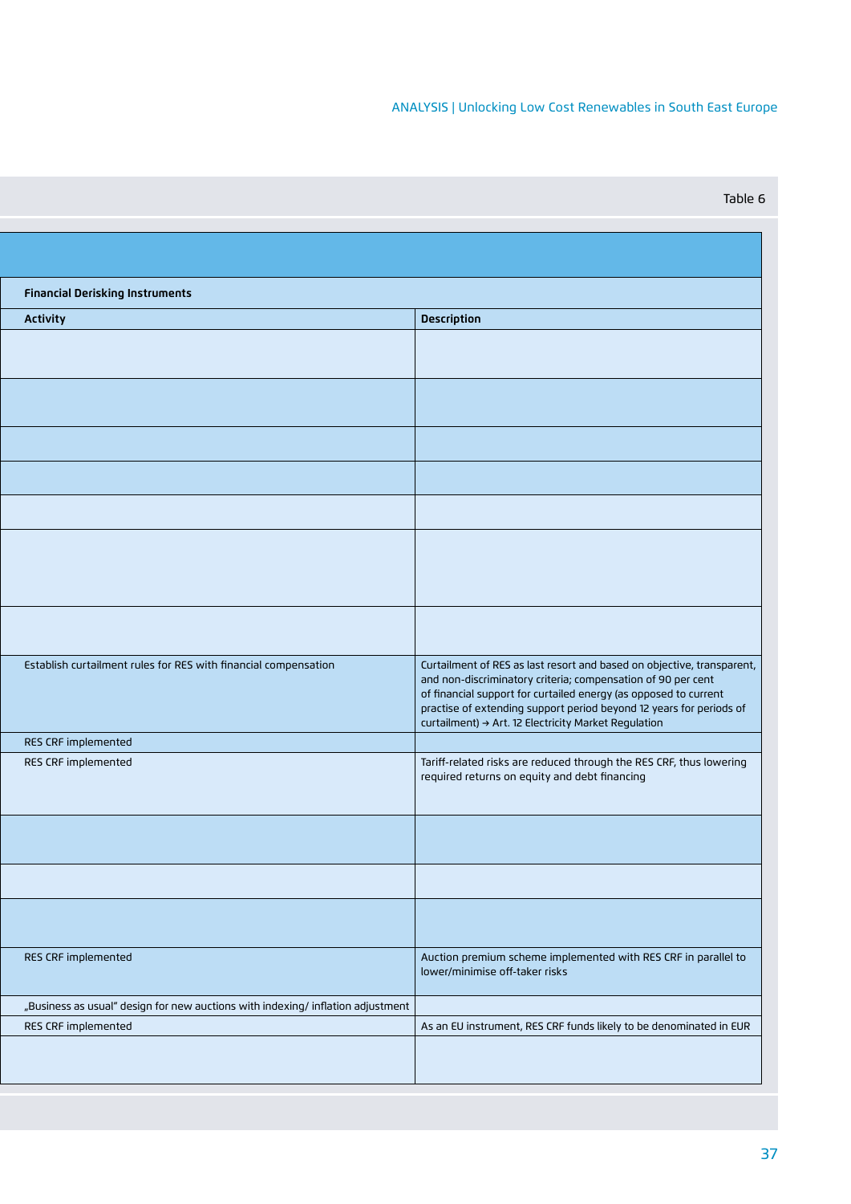Table 6

| Financial Derisking Instruments | |
|---|---|
| **Activity** | **Description** |
| | |
| | |
| | |
| | |
| | |
| | |
| | |
| Establish curtailment rules for RES with financial compensation | Curtailment of RES as last resort and based on objective, transparent, and non-discriminatory criteria; compensation of 90 per cent of financial support for curtailed energy (as opposed to current practise of extending support period beyond 12 years for periods of curtailment) → Art. 12 Electricity Market Regulation |
| RES CRF implemented | |
| RES CRF implemented | Tariff-related risks are reduced through the RES CRF, thus lowering required returns on equity and debt financing |
| | |
| | |
| | |
| RES CRF implemented | Auction premium scheme implemented with RES CRF in parallel to lower/minimise off-taker risks |
| „Business as usual" design for new auctions with indexing/ inflation adjustment | |
| RES CRF implemented | As an EU instrument, RES CRF funds likely to be denominated in EUR |
| | |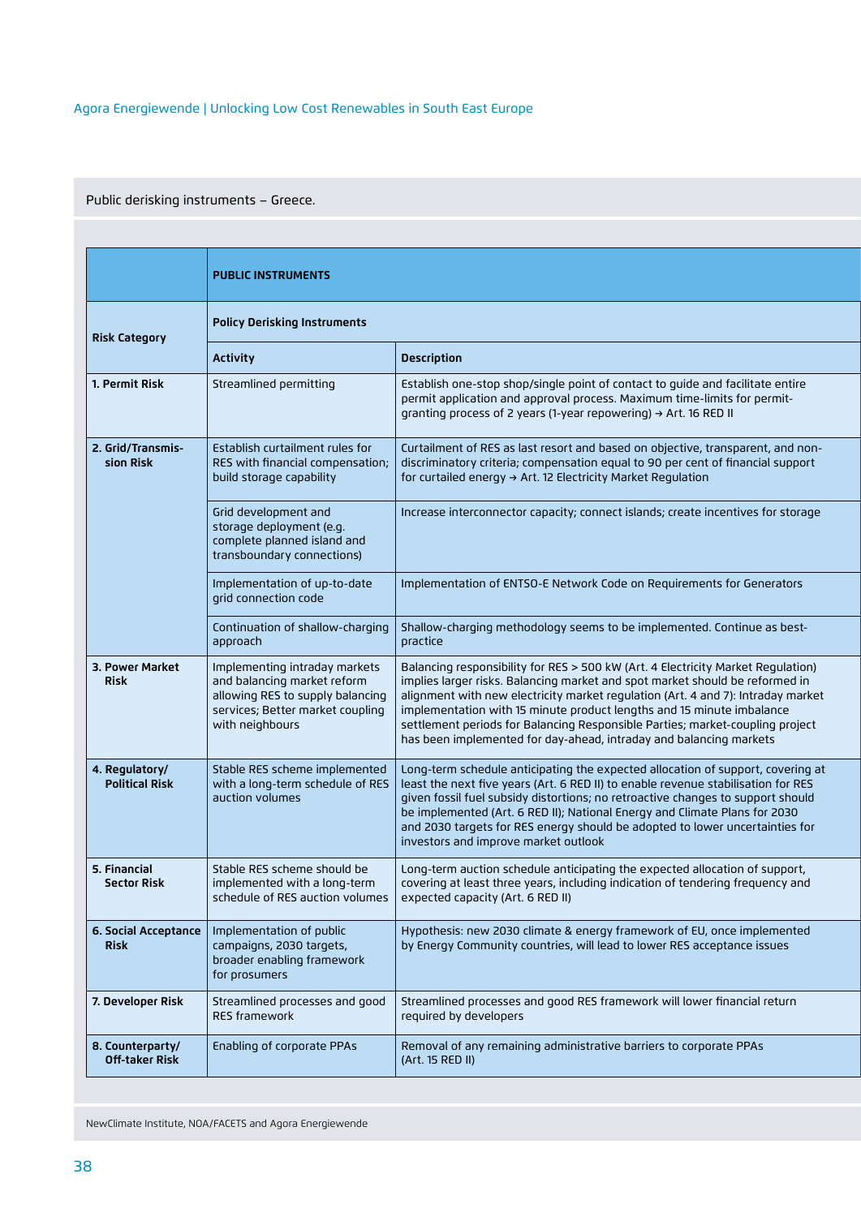Public derisking instruments – Greece.

| Risk Category | PUBLIC INSTRUMENTS | |
|---|---|---|
| | **Policy Derisking Instruments** | |
| | **Activity** | **Description** |
| **1. Permit Risk** | Streamlined permitting | Establish one-stop shop/single point of contact to guide and facilitate entire permit application and approval process. Maximum time-limits for permit-granting process of 2 years (1-year repowering) → Art. 16 RED II |
| **2. Grid/Transmission Risk** | Establish curtailment rules for RES with financial compensation; build storage capability | Curtailment of RES as last resort and based on objective, transparent, and non-discriminatory criteria; compensation equal to 90 per cent of financial support for curtailed energy → Art. 12 Electricity Market Regulation |
| | Grid development and storage deployment (e.g. complete planned island and transboundary connections) | Increase interconnector capacity; connect islands; create incentives for storage |
| | Implementation of up-to-date grid connection code | Implementation of ENTSO-E Network Code on Requirements for Generators |
| | Continuation of shallow-charging approach | Shallow-charging methodology seems to be implemented. Continue as best-practice |
| **3. Power Market Risk** | Implementing intraday markets and balancing market reform allowing RES to supply balancing services; Better market coupling with neighbours | Balancing responsibility for RES > 500 kW (Art. 4 Electricity Market Regulation) implies larger risks. Balancing market and spot market should be reformed in alignment with new electricity market regulation (Art. 4 and 7): Intraday market implementation with 15 minute product lengths and 15 minute imbalance settlement periods for Balancing Responsible Parties; market-coupling project has been implemented for day-ahead, intraday and balancing markets |
| **4. Regulatory/ Political Risk** | Stable RES scheme implemented with a long-term schedule of RES auction volumes | Long-term schedule anticipating the expected allocation of support, covering at least the next five years (Art. 6 RED II) to enable revenue stabilisation for RES given fossil fuel subsidy distortions; no retroactive changes to support should be implemented (Art. 6 RED II); National Energy and Climate Plans for 2030 and 2030 targets for RES energy should be adopted to lower uncertainties for investors and improve market outlook |
| **5. Financial Sector Risk** | Stable RES scheme should be implemented with a long-term schedule of RES auction volumes | Long-term auction schedule anticipating the expected allocation of support, covering at least three years, including indication of tendering frequency and expected capacity (Art. 6 RED II) |
| **6. Social Acceptance Risk** | Implementation of public campaigns, 2030 targets, broader enabling framework for prosumers | Hypothesis: new 2030 climate & energy framework of EU, once implemented by Energy Community countries, will lead to lower RES acceptance issues |
| **7. Developer Risk** | Streamlined processes and good RES framework | Streamlined processes and good RES framework will lower financial return required by developers |
| **8. Counterparty/ Off-taker Risk** | Enabling of corporate PPAs | Removal of any remaining administrative barriers to corporate PPAs (Art. 15 RED II) |

NewClimate Institute, NOA/FACETS and Agora Energiewende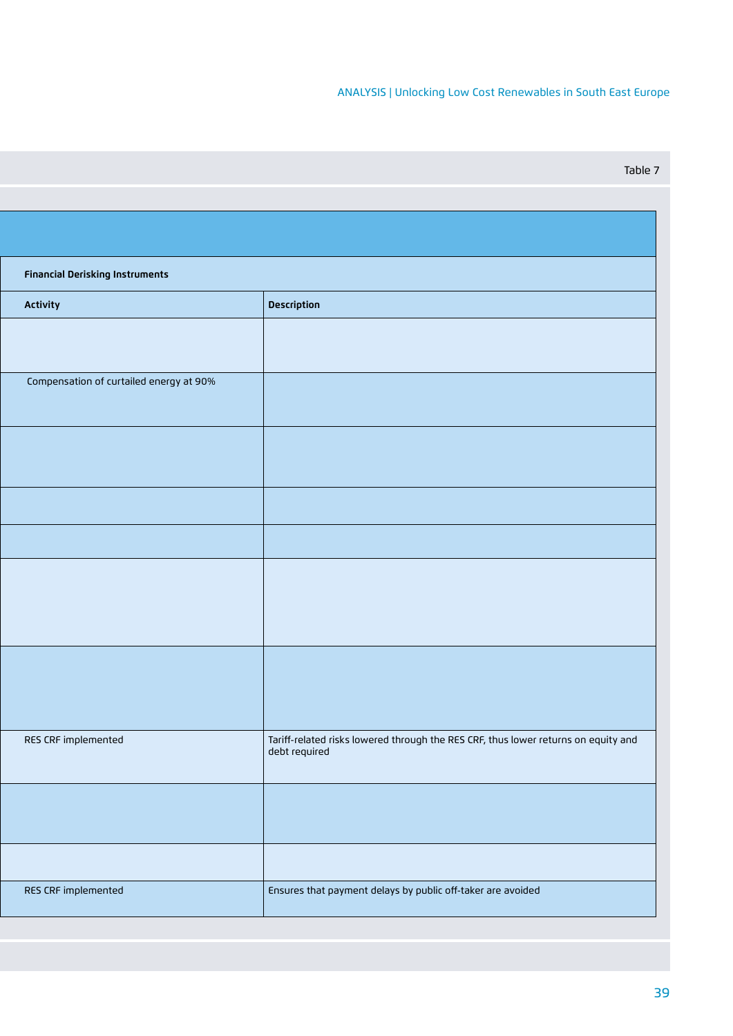Table 7

| Financial Derisking Instruments | |
|---|---|
| **Activity** | **Description** |
| | |
| Compensation of curtailed energy at 90% | |
| | |
| | |
| | |
| | |
| | |
| RES CRF implemented | Tariff-related risks lowered through the RES CRF, thus lower returns on equity and debt required |
| | |
| | |
| RES CRF implemented | Ensures that payment delays by public off-taker are avoided |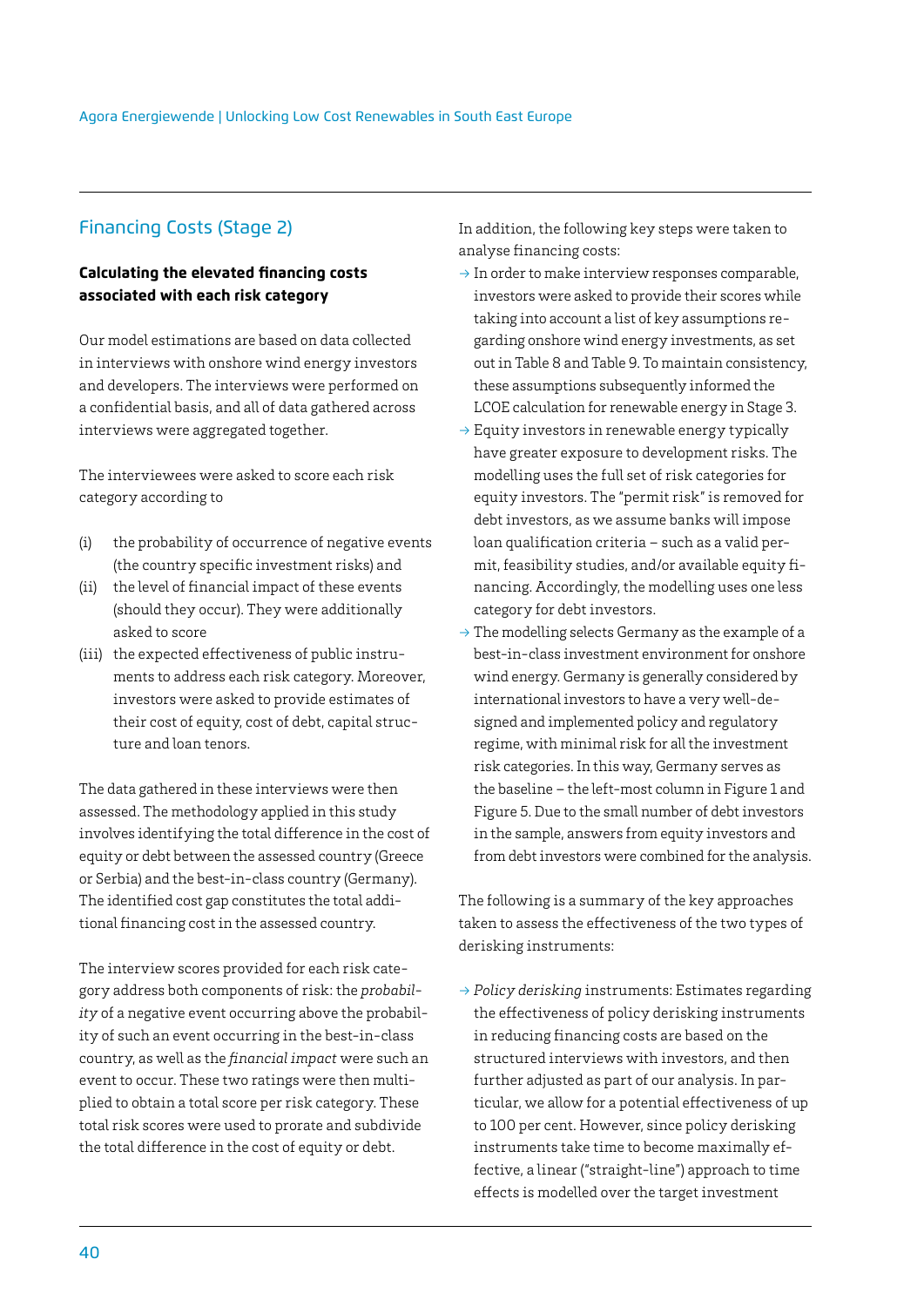## Financing Costs (Stage 2)

**Calculating the elevated financing costs associated with each risk category**

Our model estimations are based on data collected in interviews with onshore wind energy investors and developers. The interviews were performed on a confidential basis, and all of data gathered across interviews were aggregated together.

The interviewees were asked to score each risk category according to

- (i) the probability of occurrence of negative events (the country specific investment risks) and
- (ii) the level of financial impact of these events (should they occur). They were additionally asked to score
- (iii) the expected effectiveness of public instruments to address each risk category. Moreover, investors were asked to provide estimates of their cost of equity, cost of debt, capital structure and loan tenors.

The data gathered in these interviews were then assessed. The methodology applied in this study involves identifying the total difference in the cost of equity or debt between the assessed country (Greece or Serbia) and the best-in-class country (Germany). The identified cost gap constitutes the total additional financing cost in the assessed country.

The interview scores provided for each risk category address both components of risk: the *probability* of a negative event occurring above the probability of such an event occurring in the best-in-class country, as well as the *financial impact* were such an event to occur. These two ratings were then multiplied to obtain a total score per risk category. These total risk scores were used to prorate and subdivide the total difference in the cost of equity or debt.

In addition, the following key steps were taken to analyse financing costs:

- → In order to make interview responses comparable, investors were asked to provide their scores while taking into account a list of key assumptions regarding onshore wind energy investments, as set out in Table 8 and Table 9. To maintain consistency, these assumptions subsequently informed the LCOE calculation for renewable energy in Stage 3.
- → Equity investors in renewable energy typically have greater exposure to development risks. The modelling uses the full set of risk categories for equity investors. The "permit risk" is removed for debt investors, as we assume banks will impose loan qualification criteria – such as a valid permit, feasibility studies, and/or available equity financing. Accordingly, the modelling uses one less category for debt investors.
- → The modelling selects Germany as the example of a best-in-class investment environment for onshore wind energy. Germany is generally considered by international investors to have a very well-designed and implemented policy and regulatory regime, with minimal risk for all the investment risk categories. In this way, Germany serves as the baseline – the left-most column in Figure 1 and Figure 5. Due to the small number of debt investors in the sample, answers from equity investors and from debt investors were combined for the analysis.

The following is a summary of the key approaches taken to assess the effectiveness of the two types of derisking instruments:

- → *Policy derisking* instruments: Estimates regarding the effectiveness of policy derisking instruments in reducing financing costs are based on the structured interviews with investors, and then further adjusted as part of our analysis. In particular, we allow for a potential effectiveness of up to 100 per cent. However, since policy derisking instruments take time to become maximally effective, a linear ("straight-line") approach to time effects is modelled over the target investment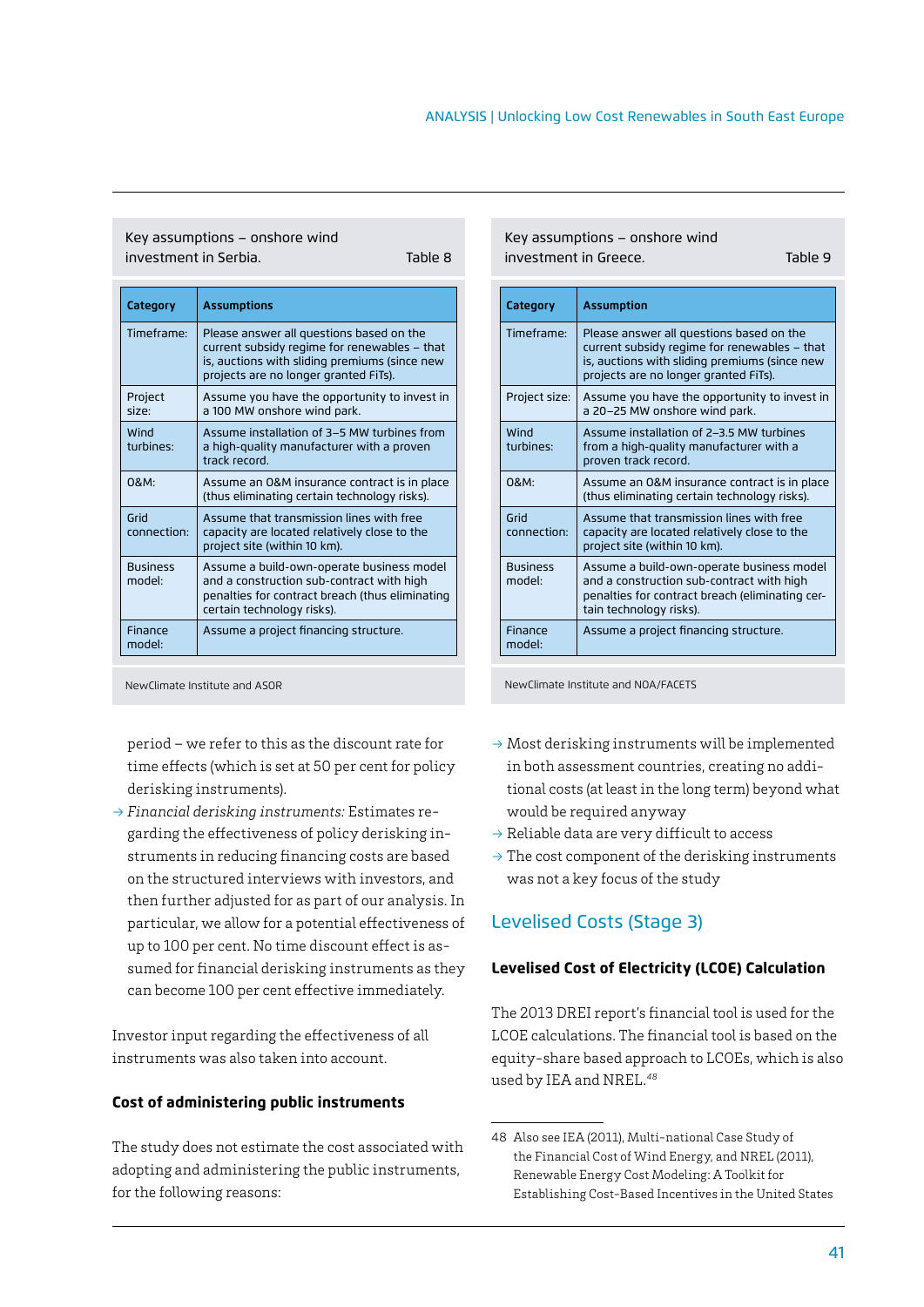Key assumptions – onshore wind investment in Serbia. Table 8

| Category | Assumptions |
|---|---|
| Timeframe: | Please answer all questions based on the current subsidy regime for renewables – that is, auctions with sliding premiums (since new projects are no longer granted FiTs). |
| Project size: | Assume you have the opportunity to invest in a 100 MW onshore wind park. |
| Wind turbines: | Assume installation of 3–5 MW turbines from a high-quality manufacturer with a proven track record. |
| O&M: | Assume an O&M insurance contract is in place (thus eliminating certain technology risks). |
| Grid connection: | Assume that transmission lines with free capacity are located relatively close to the project site (within 10 km). |
| Business model: | Assume a build-own-operate business model and a construction sub-contract with high penalties for contract breach (thus eliminating certain technology risks). |
| Finance model: | Assume a project financing structure. |

NewClimate Institute and ASOR

Key assumptions – onshore wind investment in Greece. Table 9

| Category | Assumption |
|---|---|
| Timeframe: | Please answer all questions based on the current subsidy regime for renewables – that is, auctions with sliding premiums (since new projects are no longer granted FiTs). |
| Project size: | Assume you have the opportunity to invest in a 20–25 MW onshore wind park. |
| Wind turbines: | Assume installation of 2–3.5 MW turbines from a high-quality manufacturer with a proven track record. |
| O&M: | Assume an O&M insurance contract is in place (thus eliminating certain technology risks). |
| Grid connection: | Assume that transmission lines with free capacity are located relatively close to the project site (within 10 km). |
| Business model: | Assume a build-own-operate business model and a construction sub-contract with high penalties for contract breach (eliminating certain technology risks). |
| Finance model: | Assume a project financing structure. |

NewClimate Institute and NOA/FACETS

period – we refer to this as the discount rate for time effects (which is set at 50 per cent for policy derisking instruments).

→ *Financial derisking instruments:* Estimates regarding the effectiveness of policy derisking instruments in reducing financing costs are based on the structured interviews with investors, and then further adjusted for as part of our analysis. In particular, we allow for a potential effectiveness of up to 100 per cent. No time discount effect is assumed for financial derisking instruments as they can become 100 per cent effective immediately.

Investor input regarding the effectiveness of all instruments was also taken into account.

#### Cost of administering public instruments

The study does not estimate the cost associated with adopting and administering the public instruments, for the following reasons:

→ Most derisking instruments will be implemented in both assessment countries, creating no additional costs (at least in the long term) beyond what would be required anyway
→ Reliable data are very difficult to access
→ The cost component of the derisking instruments was not a key focus of the study

## Levelised Costs (Stage 3)

#### Levelised Cost of Electricity (LCOE) Calculation

The 2013 DREI report's financial tool is used for the LCOE calculations. The financial tool is based on the equity-share based approach to LCOEs, which is also used by IEA and NREL.[48]

48 Also see IEA (2011), Multi-national Case Study of the Financial Cost of Wind Energy, and NREL (2011), Renewable Energy Cost Modeling: A Toolkit for Establishing Cost-Based Incentives in the United States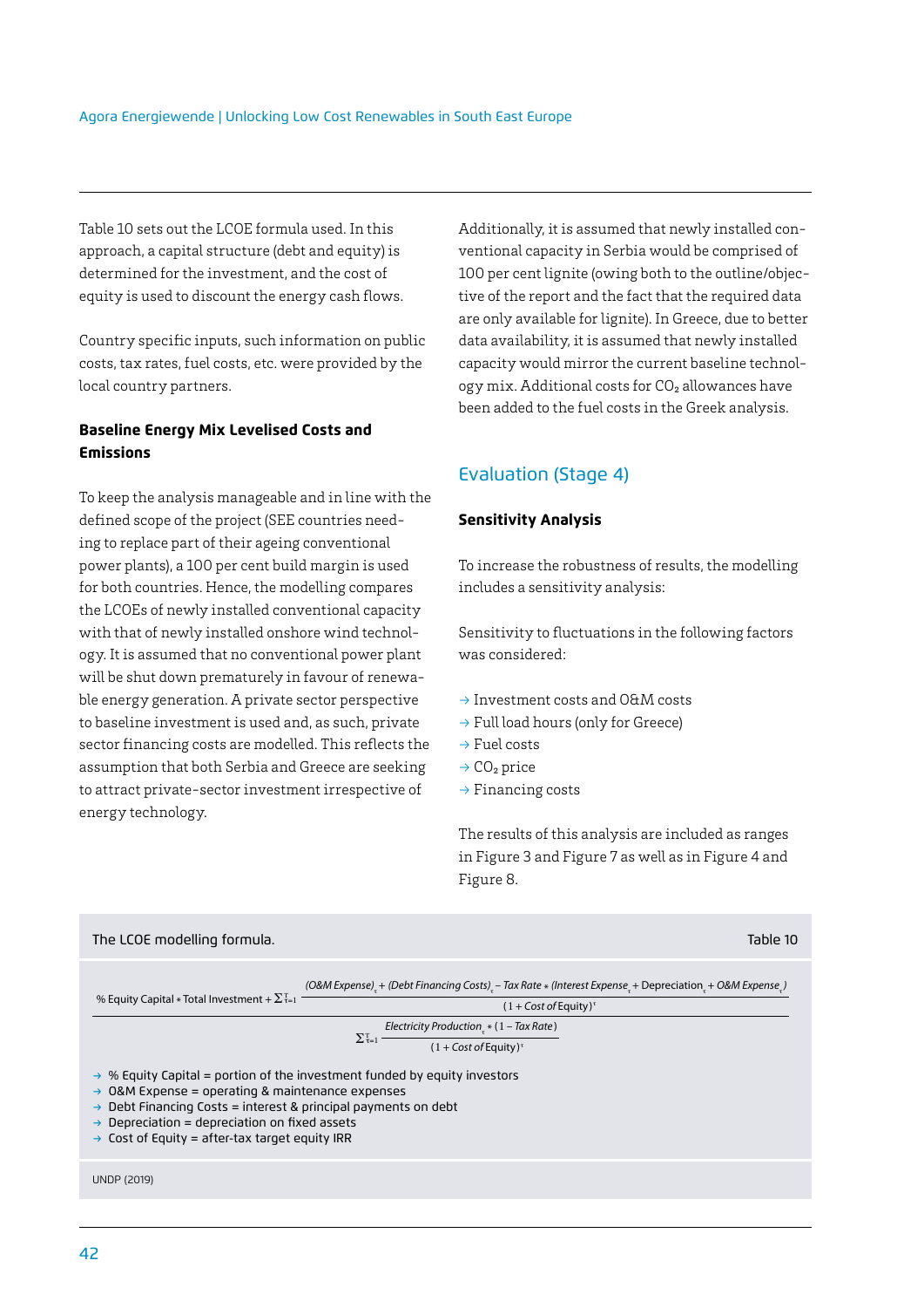Table 10 sets out the LCOE formula used. In this approach, a capital structure (debt and equity) is determined for the investment, and the cost of equity is used to discount the energy cash flows.

Country specific inputs, such information on public costs, tax rates, fuel costs, etc. were provided by the local country partners.

**Baseline Energy Mix Levelised Costs and Emissions**

To keep the analysis manageable and in line with the defined scope of the project (SEE countries needing to replace part of their ageing conventional power plants), a 100 per cent build margin is used for both countries. Hence, the modelling compares the LCOEs of newly installed conventional capacity with that of newly installed onshore wind technology. It is assumed that no conventional power plant will be shut down prematurely in favour of renewable energy generation. A private sector perspective to baseline investment is used and, as such, private sector financing costs are modelled. This reflects the assumption that both Serbia and Greece are seeking to attract private-sector investment irrespective of energy technology.

Additionally, it is assumed that newly installed conventional capacity in Serbia would be comprised of 100 per cent lignite (owing both to the outline/objective of the report and the fact that the required data are only available for lignite). In Greece, due to better data availability, it is assumed that newly installed capacity would mirror the current baseline technology mix. Additional costs for $CO_2$ allowances have been added to the fuel costs in the Greek analysis.

## Evaluation (Stage 4)

**Sensitivity Analysis**

To increase the robustness of results, the modelling includes a sensitivity analysis:

Sensitivity to fluctuations in the following factors was considered:

- → Investment costs and O&M costs
- → Full load hours (only for Greece)
- → Fuel costs
- → $CO_2$ price
- → Financing costs

The results of this analysis are included as ranges in Figure 3 and Figure 7 as well as in Figure 4 and Figure 8.

The LCOE modelling formula. Table 10

$$\frac{\%\text{ Equity Capital} * \text{Total Investment} + \sum_{t=1}^{T} \frac{(\textit{O\&M Expense})_t + (\textit{Debt Financing Costs})_t - \textit{Tax Rate} * (\textit{Interest Expense}_t + \text{Depreciation}_t + \textit{O\&M Expense}_t)}{(1 + \textit{Cost of}\ \text{Equity})^t}}{\sum_{t=1}^{T} \frac{\textit{Electricity Production}_t * (1 - \textit{Tax Rate})}{(1 + \textit{Cost of}\ \text{Equity})^t}}$$

- → % Equity Capital = portion of the investment funded by equity investors
- → O&M Expense = operating & maintenance expenses
- → Debt Financing Costs = interest & principal payments on debt
- → Depreciation = depreciation on fixed assets
- → Cost of Equity = after-tax target equity IRR

UNDP (2019)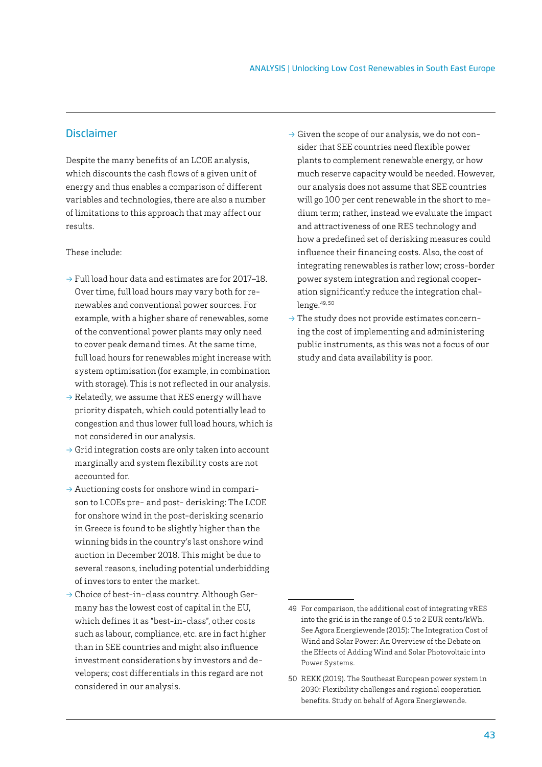## Disclaimer

Despite the many benefits of an LCOE analysis, which discounts the cash flows of a given unit of energy and thus enables a comparison of different variables and technologies, there are also a number of limitations to this approach that may affect our results.

These include:

- Full load hour data and estimates are for 2017–18. Over time, full load hours may vary both for renewables and conventional power sources. For example, with a higher share of renewables, some of the conventional power plants may only need to cover peak demand times. At the same time, full load hours for renewables might increase with system optimisation (for example, in combination with storage). This is not reflected in our analysis.
- Relatedly, we assume that RES energy will have priority dispatch, which could potentially lead to congestion and thus lower full load hours, which is not considered in our analysis.
- Grid integration costs are only taken into account marginally and system flexibility costs are not accounted for.
- Auctioning costs for onshore wind in comparison to LCOEs pre- and post- derisking: The LCOE for onshore wind in the post-derisking scenario in Greece is found to be slightly higher than the winning bids in the country's last onshore wind auction in December 2018. This might be due to several reasons, including potential underbidding of investors to enter the market.
- Choice of best-in-class country. Although Germany has the lowest cost of capital in the EU, which defines it as "best-in-class", other costs such as labour, compliance, etc. are in fact higher than in SEE countries and might also influence investment considerations by investors and developers; cost differentials in this regard are not considered in our analysis.
- Given the scope of our analysis, we do not consider that SEE countries need flexible power plants to complement renewable energy, or how much reserve capacity would be needed. However, our analysis does not assume that SEE countries will go 100 per cent renewable in the short to medium term; rather, instead we evaluate the impact and attractiveness of one RES technology and how a predefined set of derisking measures could influence their financing costs. Also, the cost of integrating renewables is rather low; cross-border power system integration and regional cooperation significantly reduce the integration challenge.[49, 50]
- The study does not provide estimates concerning the cost of implementing and administering public instruments, as this was not a focus of our study and data availability is poor.

---

49 For comparison, the additional cost of integrating vRES into the grid is in the range of 0.5 to 2 EUR cents/kWh. See Agora Energiewende (2015): The Integration Cost of Wind and Solar Power: An Overview of the Debate on the Effects of Adding Wind and Solar Photovoltaic into Power Systems.

50 REKK (2019). The Southeast European power system in 2030: Flexibility challenges and regional cooperation benefits. Study on behalf of Agora Energiewende.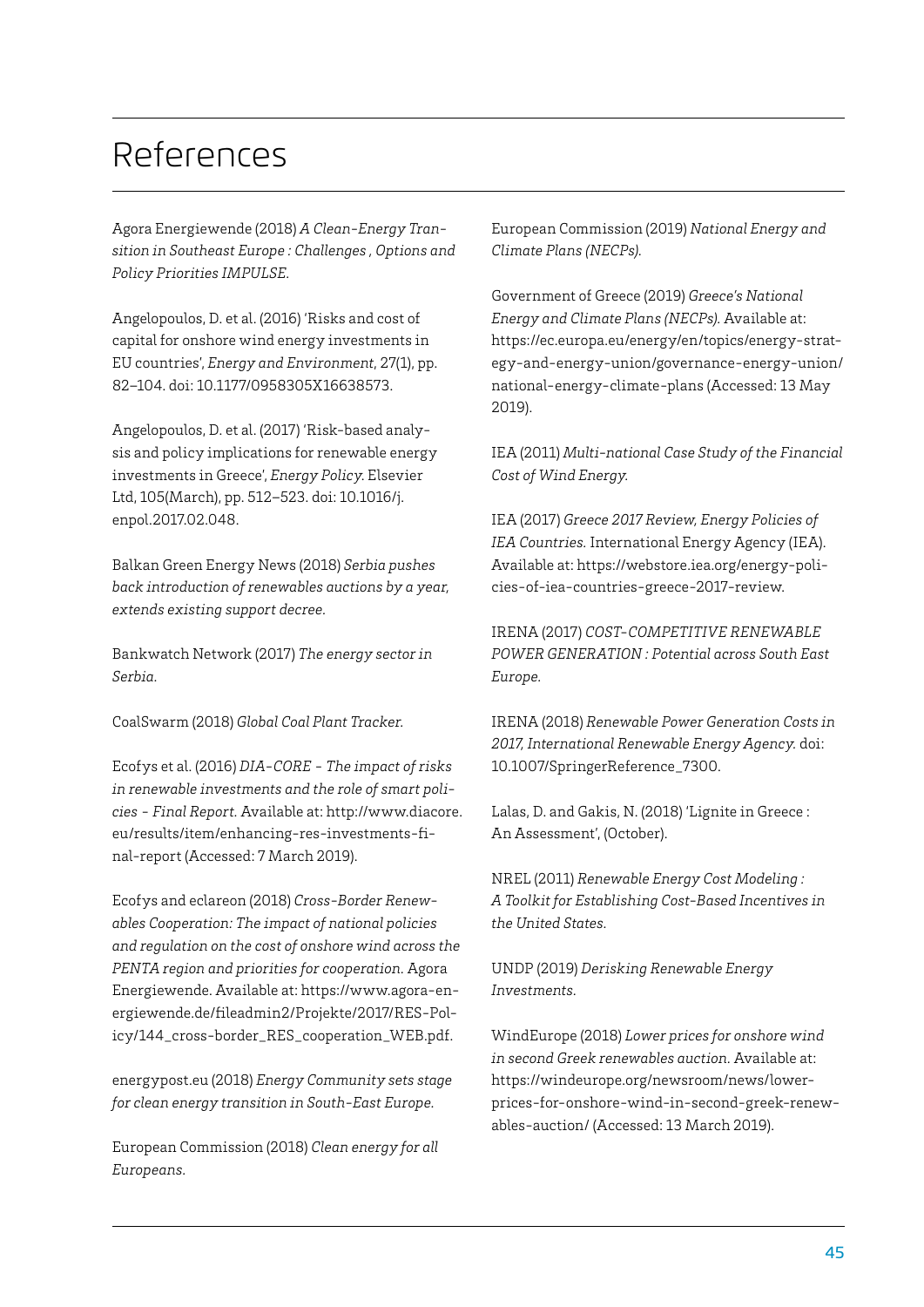# References

Agora Energiewende (2018) *A Clean-Energy Transition in Southeast Europe : Challenges , Options and Policy Priorities IMPULSE.*

Angelopoulos, D. et al. (2016) 'Risks and cost of capital for onshore wind energy investments in EU countries', *Energy and Environment*, 27(1), pp. 82–104. doi: 10.1177/0958305X16638573.

Angelopoulos, D. et al. (2017) 'Risk-based analysis and policy implications for renewable energy investments in Greece', *Energy Policy*. Elsevier Ltd, 105(March), pp. 512–523. doi: 10.1016/j.enpol.2017.02.048.

Balkan Green Energy News (2018) *Serbia pushes back introduction of renewables auctions by a year, extends existing support decree.*

Bankwatch Network (2017) *The energy sector in Serbia.*

CoalSwarm (2018) *Global Coal Plant Tracker.*

Ecofys et al. (2016) *DIA-CORE - The impact of risks in renewable investments and the role of smart policies - Final Report.* Available at: http://www.diacore.eu/results/item/enhancing-res-investments-final-report (Accessed: 7 March 2019).

Ecofys and eclareon (2018) *Cross-Border Renewables Cooperation: The impact of national policies and regulation on the cost of onshore wind across the PENTA region and priorities for cooperation.* Agora Energiewende. Available at: https://www.agora-energiewende.de/fileadmin2/Projekte/2017/RES-Policy/144_cross-border_RES_cooperation_WEB.pdf.

energypost.eu (2018) *Energy Community sets stage for clean energy transition in South-East Europe.*

European Commission (2018) *Clean energy for all Europeans.*

European Commission (2019) *National Energy and Climate Plans (NECPs).*

Government of Greece (2019) *Greece's National Energy and Climate Plans (NECPs).* Available at: https://ec.europa.eu/energy/en/topics/energy-strategy-and-energy-union/governance-energy-union/national-energy-climate-plans (Accessed: 13 May 2019).

IEA (2011) *Multi-national Case Study of the Financial Cost of Wind Energy.*

IEA (2017) *Greece 2017 Review, Energy Policies of IEA Countries.* International Energy Agency (IEA). Available at: https://webstore.iea.org/energy-policies-of-iea-countries-greece-2017-review.

IRENA (2017) *COST-COMPETITIVE RENEWABLE POWER GENERATION : Potential across South East Europe.*

IRENA (2018) *Renewable Power Generation Costs in 2017, International Renewable Energy Agency.* doi: 10.1007/SpringerReference_7300.

Lalas, D. and Gakis, N. (2018) 'Lignite in Greece : An Assessment', (October).

NREL (2011) *Renewable Energy Cost Modeling : A Toolkit for Establishing Cost-Based Incentives in the United States.*

UNDP (2019) *Derisking Renewable Energy Investments.*

WindEurope (2018) *Lower prices for onshore wind in second Greek renewables auction.* Available at: https://windeurope.org/newsroom/news/lower-prices-for-onshore-wind-in-second-greek-renewables-auction/ (Accessed: 13 March 2019).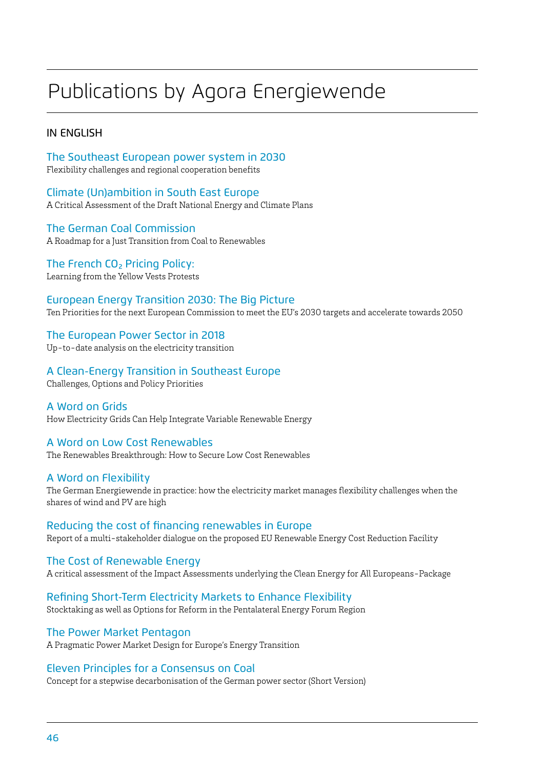# Publications by Agora Energiewende

## IN ENGLISH

### The Southeast European power system in 2030
Flexibility challenges and regional cooperation benefits

### Climate (Un)ambition in South East Europe
A Critical Assessment of the Draft National Energy and Climate Plans

### The German Coal Commission
A Roadmap for a Just Transition from Coal to Renewables

### The French $CO_2$ Pricing Policy:
Learning from the Yellow Vests Protests

### European Energy Transition 2030: The Big Picture
Ten Priorities for the next European Commission to meet the EU's 2030 targets and accelerate towards 2050

### The European Power Sector in 2018
Up-to-date analysis on the electricity transition

### A Clean-Energy Transition in Southeast Europe
Challenges, Options and Policy Priorities

### A Word on Grids
How Electricity Grids Can Help Integrate Variable Renewable Energy

### A Word on Low Cost Renewables
The Renewables Breakthrough: How to Secure Low Cost Renewables

### A Word on Flexibility
The German Energiewende in practice: how the electricity market manages flexibility challenges when the shares of wind and PV are high

### Reducing the cost of financing renewables in Europe
Report of a multi-stakeholder dialogue on the proposed EU Renewable Energy Cost Reduction Facility

### The Cost of Renewable Energy
A critical assessment of the Impact Assessments underlying the Clean Energy for All Europeans-Package

### Refining Short-Term Electricity Markets to Enhance Flexibility
Stocktaking as well as Options for Reform in the Pentalateral Energy Forum Region

### The Power Market Pentagon
A Pragmatic Power Market Design for Europe's Energy Transition

### Eleven Principles for a Consensus on Coal
Concept for a stepwise decarbonisation of the German power sector (Short Version)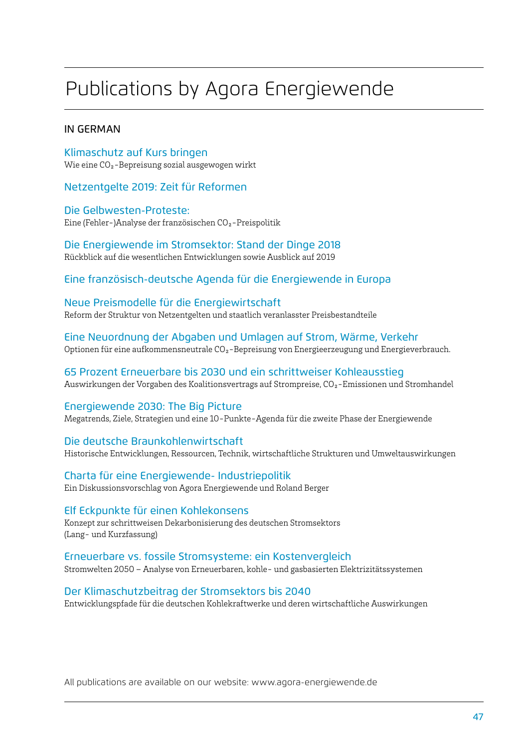# Publications by Agora Energiewende

## IN GERMAN

### Klimaschutz auf Kurs bringen
Wie eine $CO_2$-Bepreisung sozial ausgewogen wirkt

### Netzentgelte 2019: Zeit für Reformen

### Die Gelbwesten-Proteste:
Eine (Fehler-)Analyse der französischen $CO_2$-Preispolitik

### Die Energiewende im Stromsektor: Stand der Dinge 2018
Rückblick auf die wesentlichen Entwicklungen sowie Ausblick auf 2019

### Eine französisch-deutsche Agenda für die Energiewende in Europa

### Neue Preismodelle für die Energiewirtschaft
Reform der Struktur von Netzentgelten und staatlich veranlasster Preisbestandteile

### Eine Neuordnung der Abgaben und Umlagen auf Strom, Wärme, Verkehr
Optionen für eine aufkommensneutrale $CO_2$-Bepreisung von Energieerzeugung und Energieverbrauch.

### 65 Prozent Erneuerbare bis 2030 und ein schrittweiser Kohleausstieg
Auswirkungen der Vorgaben des Koalitionsvertrags auf Strompreise, $CO_2$-Emissionen und Stromhandel

### Energiewende 2030: The Big Picture
Megatrends, Ziele, Strategien und eine 10-Punkte-Agenda für die zweite Phase der Energiewende

### Die deutsche Braunkohlenwirtschaft
Historische Entwicklungen, Ressourcen, Technik, wirtschaftliche Strukturen und Umweltauswirkungen

### Charta für eine Energiewende- Industriepolitik
Ein Diskussionsvorschlag von Agora Energiewende und Roland Berger

### Elf Eckpunkte für einen Kohlekonsens
Konzept zur schrittweisen Dekarbonisierung des deutschen Stromsektors
(Lang- und Kurzfassung)

### Erneuerbare vs. fossile Stromsysteme: ein Kostenvergleich
Stromwelten 2050 – Analyse von Erneuerbaren, kohle- und gasbasierten Elektrizitätssystemen

### Der Klimaschutzbeitrag der Stromsektors bis 2040
Entwicklungspfade für die deutschen Kohlekraftwerke und deren wirtschaftliche Auswirkungen

All publications are available on our website: www.agora-energiewende.de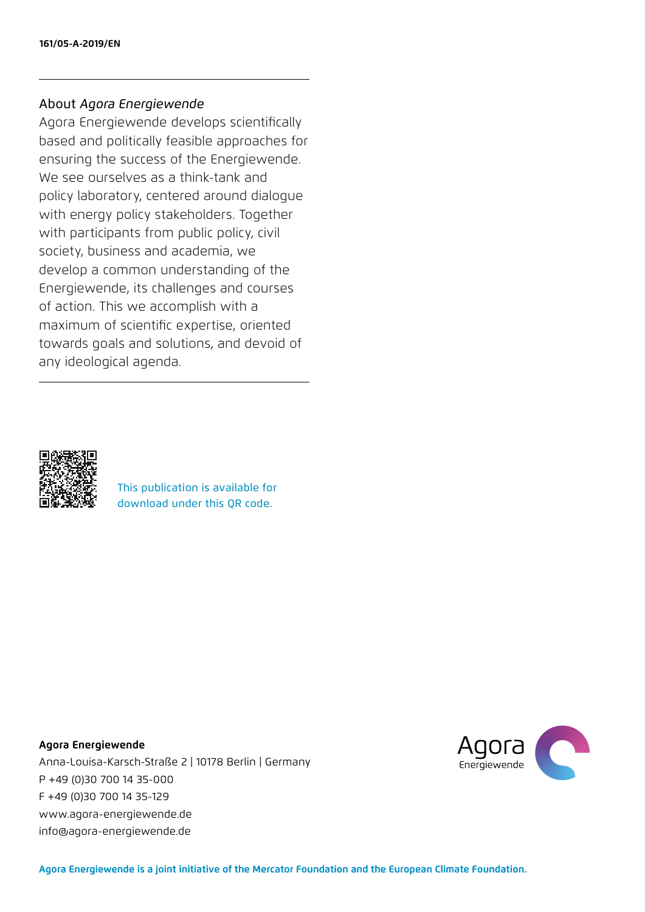**161/05-A-2019/EN**

## About *Agora Energiewende*

Agora Energiewende develops scientifically based and politically feasible approaches for ensuring the success of the Energiewende. We see ourselves as a think-tank and policy laboratory, centered around dialogue with energy policy stakeholders. Together with participants from public policy, civil society, business and academia, we develop a common understanding of the Energiewende, its challenges and courses of action. This we accomplish with a maximum of scientific expertise, oriented towards goals and solutions, and devoid of any ideological agenda.

This publication is available for download under this QR code.

**Agora Energiewende**
Anna-Louisa-Karsch-Straße 2 | 10178 Berlin | Germany
P +49 (0)30 700 14 35-000
F +49 (0)30 700 14 35-129
www.agora-energiewende.de
info@agora-energiewende.de

**Agora Energiewende is a joint initiative of the Mercator Foundation and the European Climate Foundation.**